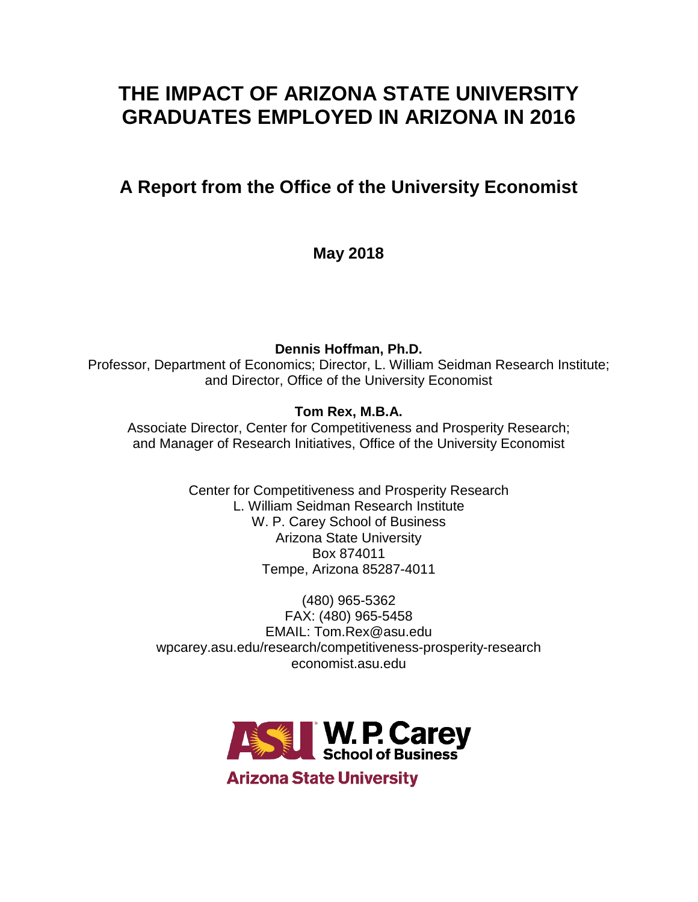# THE IMPACT OF ARIZONA STATE UNIVERSITY GRADUATES EMPLOYED IN ARIZONA IN 2016

## A Report from the Office of the University Economist

**May 2018**

**Dennis Hoffman, Ph.D.**
Professor, Department of Economics; Director, L. William Seidman Research Institute; and Director, Office of the University Economist

**Tom Rex, M.B.A.**
Associate Director, Center for Competitiveness and Prosperity Research; and Manager of Research Initiatives, Office of the University Economist

Center for Competitiveness and Prosperity Research
L. William Seidman Research Institute
W. P. Carey School of Business
Arizona State University
Box 874011
Tempe, Arizona 85287-4011

(480) 965-5362
FAX: (480) 965-5458
EMAIL: Tom.Rex@asu.edu
wpcarey.asu.edu/research/competitiveness-prosperity-research
economist.asu.edu

ASU W. P. Carey School of Business
Arizona State University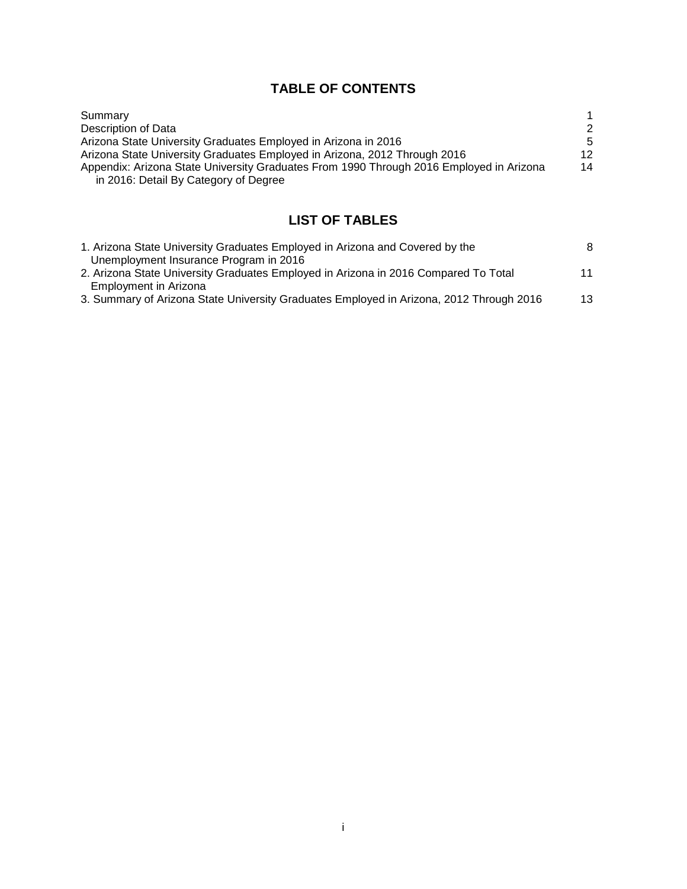# TABLE OF CONTENTS

| | |
|---|---|
| Summary | 1 |
| Description of Data | 2 |
| Arizona State University Graduates Employed in Arizona in 2016 | 5 |
| Arizona State University Graduates Employed in Arizona, 2012 Through 2016 | 12 |
| Appendix: Arizona State University Graduates From 1990 Through 2016 Employed in Arizona in 2016: Detail By Category of Degree | 14 |

# LIST OF TABLES

| | |
|---|---|
| 1. Arizona State University Graduates Employed in Arizona and Covered by the Unemployment Insurance Program in 2016 | 8 |
| 2. Arizona State University Graduates Employed in Arizona in 2016 Compared To Total Employment in Arizona | 11 |
| 3. Summary of Arizona State University Graduates Employed in Arizona, 2012 Through 2016 | 13 |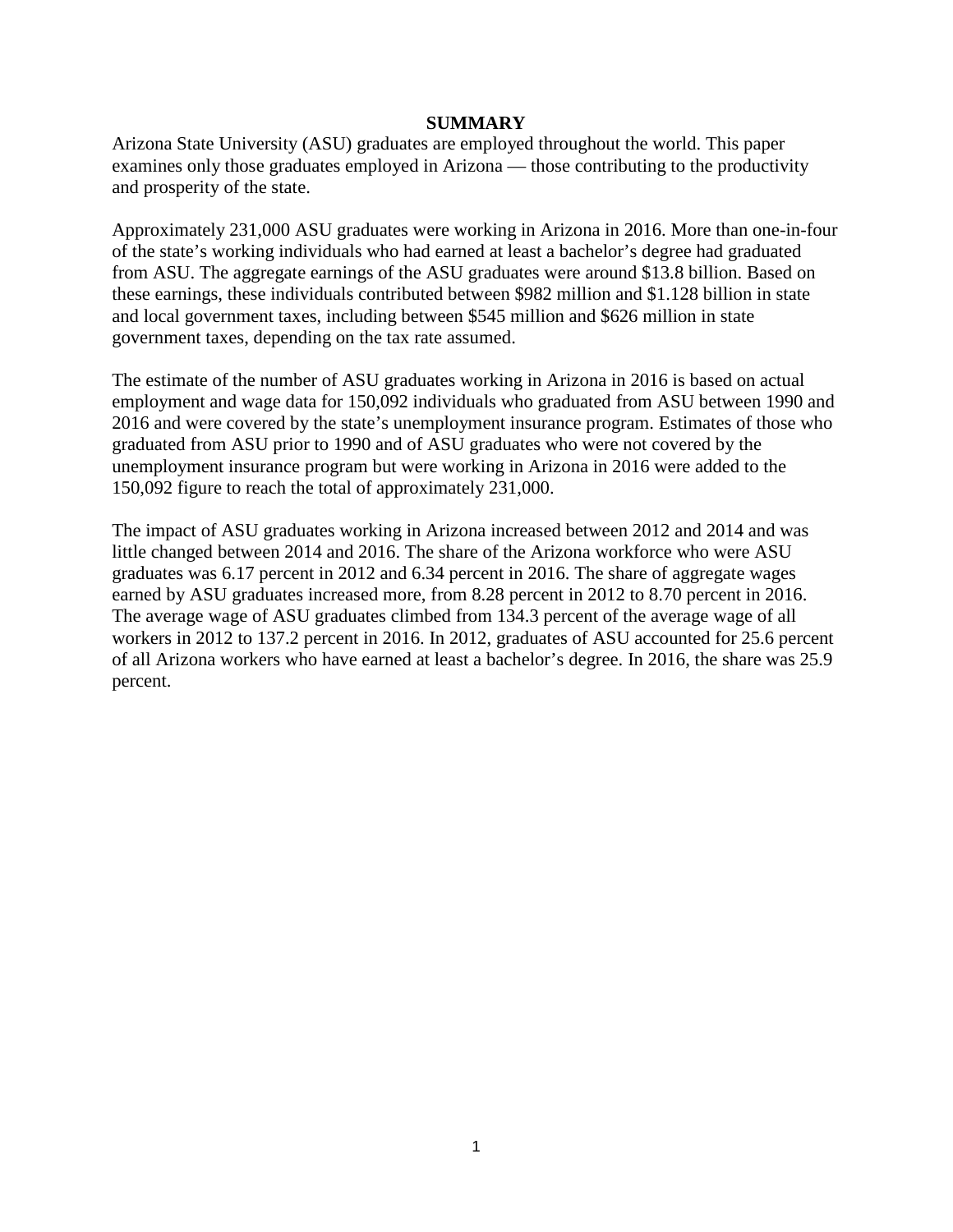## SUMMARY

Arizona State University (ASU) graduates are employed throughout the world. This paper examines only those graduates employed in Arizona — those contributing to the productivity and prosperity of the state.

Approximately 231,000 ASU graduates were working in Arizona in 2016. More than one-in-four of the state's working individuals who had earned at least a bachelor's degree had graduated from ASU. The aggregate earnings of the ASU graduates were around $13.8 billion. Based on these earnings, these individuals contributed between $982 million and $1.128 billion in state and local government taxes, including between $545 million and $626 million in state government taxes, depending on the tax rate assumed.

The estimate of the number of ASU graduates working in Arizona in 2016 is based on actual employment and wage data for 150,092 individuals who graduated from ASU between 1990 and 2016 and were covered by the state's unemployment insurance program. Estimates of those who graduated from ASU prior to 1990 and of ASU graduates who were not covered by the unemployment insurance program but were working in Arizona in 2016 were added to the 150,092 figure to reach the total of approximately 231,000.

The impact of ASU graduates working in Arizona increased between 2012 and 2014 and was little changed between 2014 and 2016. The share of the Arizona workforce who were ASU graduates was 6.17 percent in 2012 and 6.34 percent in 2016. The share of aggregate wages earned by ASU graduates increased more, from 8.28 percent in 2012 to 8.70 percent in 2016. The average wage of ASU graduates climbed from 134.3 percent of the average wage of all workers in 2012 to 137.2 percent in 2016. In 2012, graduates of ASU accounted for 25.6 percent of all Arizona workers who have earned at least a bachelor's degree. In 2016, the share was 25.9 percent.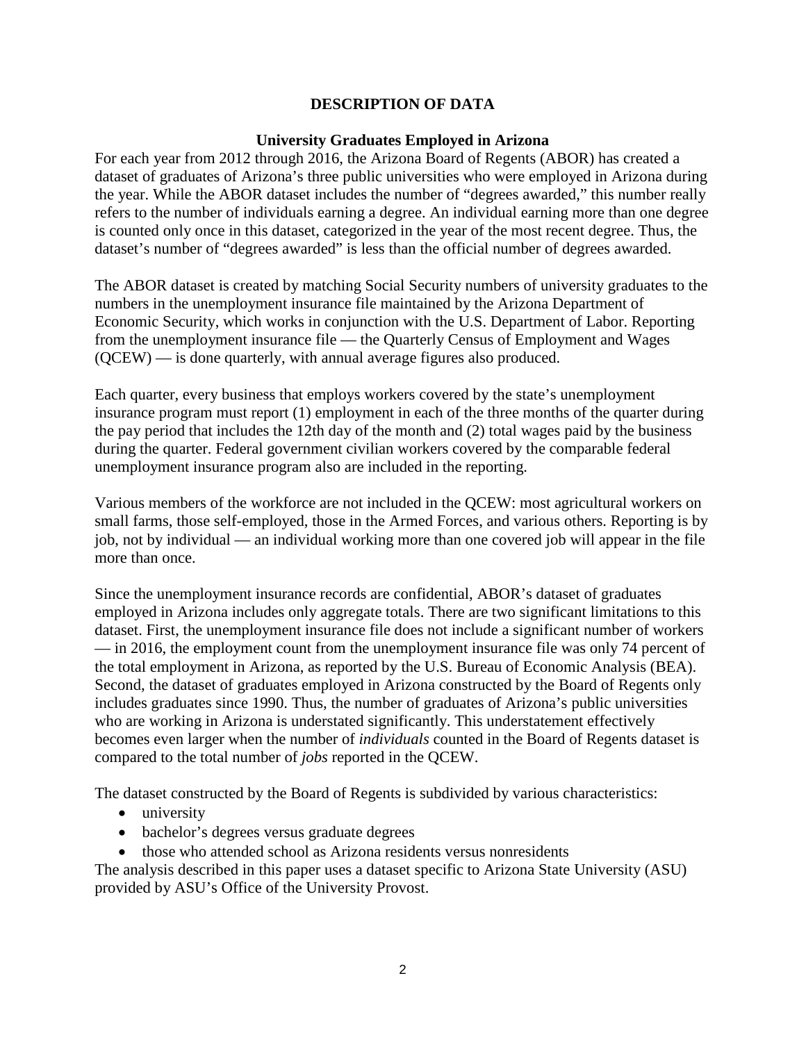## DESCRIPTION OF DATA

### University Graduates Employed in Arizona

For each year from 2012 through 2016, the Arizona Board of Regents (ABOR) has created a dataset of graduates of Arizona's three public universities who were employed in Arizona during the year. While the ABOR dataset includes the number of "degrees awarded," this number really refers to the number of individuals earning a degree. An individual earning more than one degree is counted only once in this dataset, categorized in the year of the most recent degree. Thus, the dataset's number of "degrees awarded" is less than the official number of degrees awarded.

The ABOR dataset is created by matching Social Security numbers of university graduates to the numbers in the unemployment insurance file maintained by the Arizona Department of Economic Security, which works in conjunction with the U.S. Department of Labor. Reporting from the unemployment insurance file — the Quarterly Census of Employment and Wages (QCEW) — is done quarterly, with annual average figures also produced.

Each quarter, every business that employs workers covered by the state's unemployment insurance program must report (1) employment in each of the three months of the quarter during the pay period that includes the 12th day of the month and (2) total wages paid by the business during the quarter. Federal government civilian workers covered by the comparable federal unemployment insurance program also are included in the reporting.

Various members of the workforce are not included in the QCEW: most agricultural workers on small farms, those self-employed, those in the Armed Forces, and various others. Reporting is by job, not by individual — an individual working more than one covered job will appear in the file more than once.

Since the unemployment insurance records are confidential, ABOR's dataset of graduates employed in Arizona includes only aggregate totals. There are two significant limitations to this dataset. First, the unemployment insurance file does not include a significant number of workers — in 2016, the employment count from the unemployment insurance file was only 74 percent of the total employment in Arizona, as reported by the U.S. Bureau of Economic Analysis (BEA). Second, the dataset of graduates employed in Arizona constructed by the Board of Regents only includes graduates since 1990. Thus, the number of graduates of Arizona's public universities who are working in Arizona is understated significantly. This understatement effectively becomes even larger when the number of *individuals* counted in the Board of Regents dataset is compared to the total number of *jobs* reported in the QCEW.

The dataset constructed by the Board of Regents is subdivided by various characteristics:

- university
- bachelor's degrees versus graduate degrees
- those who attended school as Arizona residents versus nonresidents

The analysis described in this paper uses a dataset specific to Arizona State University (ASU) provided by ASU's Office of the University Provost.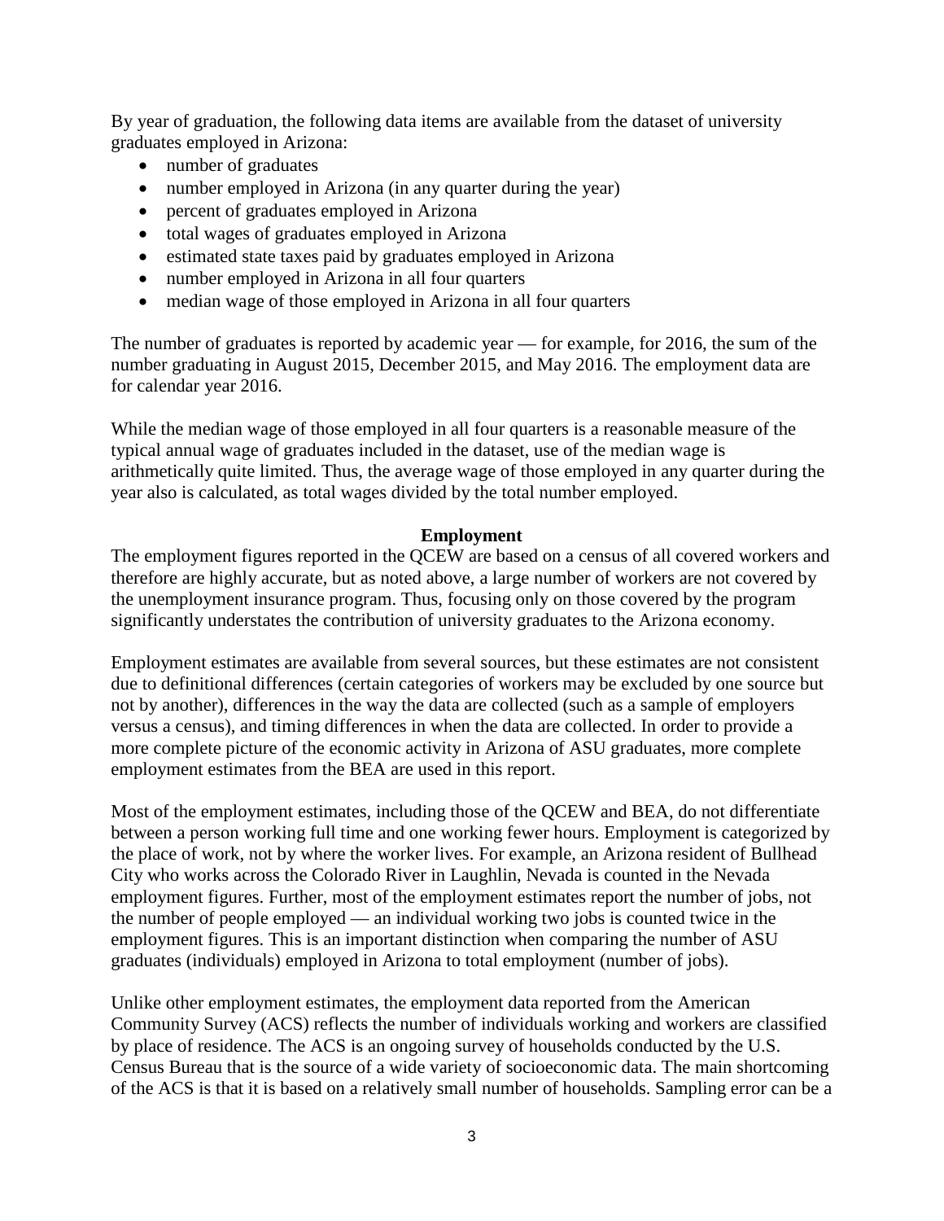By year of graduation, the following data items are available from the dataset of university graduates employed in Arizona:

- number of graduates
- number employed in Arizona (in any quarter during the year)
- percent of graduates employed in Arizona
- total wages of graduates employed in Arizona
- estimated state taxes paid by graduates employed in Arizona
- number employed in Arizona in all four quarters
- median wage of those employed in Arizona in all four quarters

The number of graduates is reported by academic year — for example, for 2016, the sum of the number graduating in August 2015, December 2015, and May 2016. The employment data are for calendar year 2016.

While the median wage of those employed in all four quarters is a reasonable measure of the typical annual wage of graduates included in the dataset, use of the median wage is arithmetically quite limited. Thus, the average wage of those employed in any quarter during the year also is calculated, as total wages divided by the total number employed.

## Employment

The employment figures reported in the QCEW are based on a census of all covered workers and therefore are highly accurate, but as noted above, a large number of workers are not covered by the unemployment insurance program. Thus, focusing only on those covered by the program significantly understates the contribution of university graduates to the Arizona economy.

Employment estimates are available from several sources, but these estimates are not consistent due to definitional differences (certain categories of workers may be excluded by one source but not by another), differences in the way the data are collected (such as a sample of employers versus a census), and timing differences in when the data are collected. In order to provide a more complete picture of the economic activity in Arizona of ASU graduates, more complete employment estimates from the BEA are used in this report.

Most of the employment estimates, including those of the QCEW and BEA, do not differentiate between a person working full time and one working fewer hours. Employment is categorized by the place of work, not by where the worker lives. For example, an Arizona resident of Bullhead City who works across the Colorado River in Laughlin, Nevada is counted in the Nevada employment figures. Further, most of the employment estimates report the number of jobs, not the number of people employed — an individual working two jobs is counted twice in the employment figures. This is an important distinction when comparing the number of ASU graduates (individuals) employed in Arizona to total employment (number of jobs).

Unlike other employment estimates, the employment data reported from the American Community Survey (ACS) reflects the number of individuals working and workers are classified by place of residence. The ACS is an ongoing survey of households conducted by the U.S. Census Bureau that is the source of a wide variety of socioeconomic data. The main shortcoming of the ACS is that it is based on a relatively small number of households. Sampling error can be a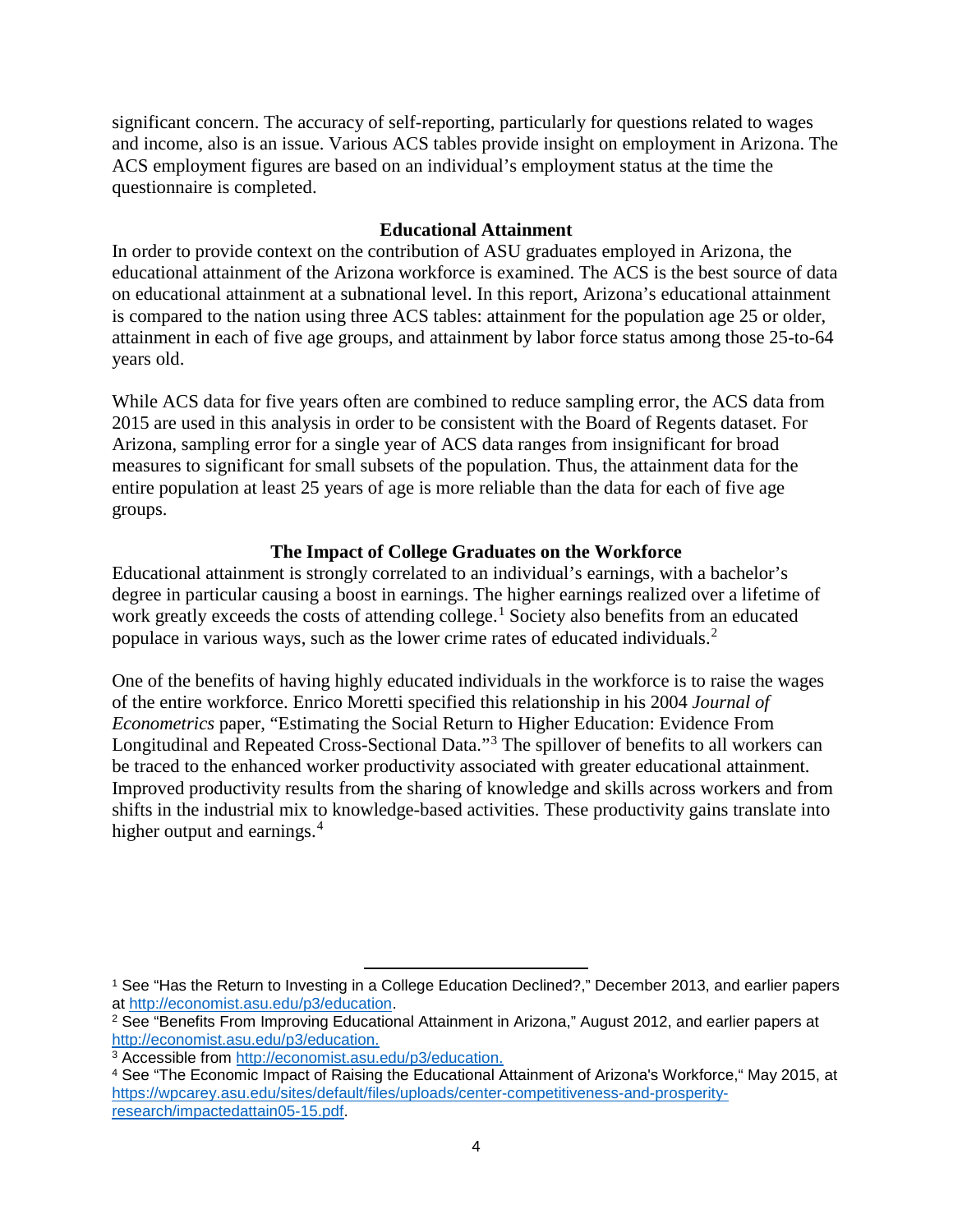significant concern. The accuracy of self-reporting, particularly for questions related to wages and income, also is an issue. Various ACS tables provide insight on employment in Arizona. The ACS employment figures are based on an individual's employment status at the time the questionnaire is completed.

## Educational Attainment

In order to provide context on the contribution of ASU graduates employed in Arizona, the educational attainment of the Arizona workforce is examined. The ACS is the best source of data on educational attainment at a subnational level. In this report, Arizona's educational attainment is compared to the nation using three ACS tables: attainment for the population age 25 or older, attainment in each of five age groups, and attainment by labor force status among those 25-to-64 years old.

While ACS data for five years often are combined to reduce sampling error, the ACS data from 2015 are used in this analysis in order to be consistent with the Board of Regents dataset. For Arizona, sampling error for a single year of ACS data ranges from insignificant for broad measures to significant for small subsets of the population. Thus, the attainment data for the entire population at least 25 years of age is more reliable than the data for each of five age groups.

## The Impact of College Graduates on the Workforce

Educational attainment is strongly correlated to an individual's earnings, with a bachelor's degree in particular causing a boost in earnings. The higher earnings realized over a lifetime of work greatly exceeds the costs of attending college.[1] Society also benefits from an educated populace in various ways, such as the lower crime rates of educated individuals.[2]

One of the benefits of having highly educated individuals in the workforce is to raise the wages of the entire workforce. Enrico Moretti specified this relationship in his 2004 *Journal of Econometrics* paper, "Estimating the Social Return to Higher Education: Evidence From Longitudinal and Repeated Cross-Sectional Data."[3] The spillover of benefits to all workers can be traced to the enhanced worker productivity associated with greater educational attainment. Improved productivity results from the sharing of knowledge and skills across workers and from shifts in the industrial mix to knowledge-based activities. These productivity gains translate into higher output and earnings.[4]

---

[1] See "Has the Return to Investing in a College Education Declined?," December 2013, and earlier papers at http://economist.asu.edu/p3/education.

[2] See "Benefits From Improving Educational Attainment in Arizona," August 2012, and earlier papers at http://economist.asu.edu/p3/education.

[3] Accessible from http://economist.asu.edu/p3/education.

[4] See "The Economic Impact of Raising the Educational Attainment of Arizona's Workforce," May 2015, at https://wpcarey.asu.edu/sites/default/files/uploads/center-competitiveness-and-prosperity-research/impactedattain05-15.pdf.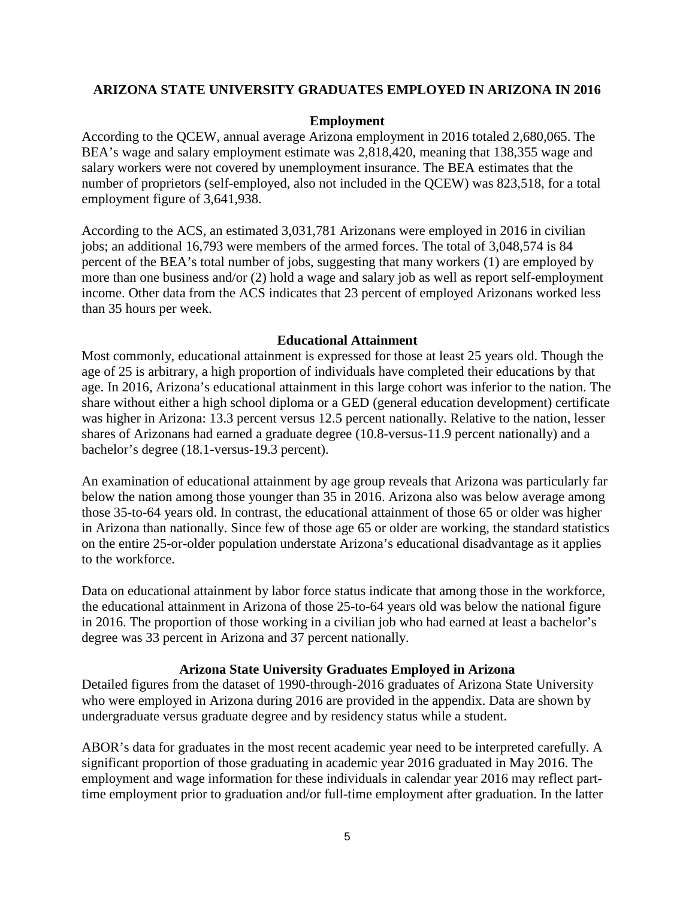**ARIZONA STATE UNIVERSITY GRADUATES EMPLOYED IN ARIZONA IN 2016**

### Employment

According to the QCEW, annual average Arizona employment in 2016 totaled 2,680,065. The BEA's wage and salary employment estimate was 2,818,420, meaning that 138,355 wage and salary workers were not covered by unemployment insurance. The BEA estimates that the number of proprietors (self-employed, also not included in the QCEW) was 823,518, for a total employment figure of 3,641,938.

According to the ACS, an estimated 3,031,781 Arizonans were employed in 2016 in civilian jobs; an additional 16,793 were members of the armed forces. The total of 3,048,574 is 84 percent of the BEA's total number of jobs, suggesting that many workers (1) are employed by more than one business and/or (2) hold a wage and salary job as well as report self-employment income. Other data from the ACS indicates that 23 percent of employed Arizonans worked less than 35 hours per week.

### Educational Attainment

Most commonly, educational attainment is expressed for those at least 25 years old. Though the age of 25 is arbitrary, a high proportion of individuals have completed their educations by that age. In 2016, Arizona's educational attainment in this large cohort was inferior to the nation. The share without either a high school diploma or a GED (general education development) certificate was higher in Arizona: 13.3 percent versus 12.5 percent nationally. Relative to the nation, lesser shares of Arizonans had earned a graduate degree (10.8-versus-11.9 percent nationally) and a bachelor's degree (18.1-versus-19.3 percent).

An examination of educational attainment by age group reveals that Arizona was particularly far below the nation among those younger than 35 in 2016. Arizona also was below average among those 35-to-64 years old. In contrast, the educational attainment of those 65 or older was higher in Arizona than nationally. Since few of those age 65 or older are working, the standard statistics on the entire 25-or-older population understate Arizona's educational disadvantage as it applies to the workforce.

Data on educational attainment by labor force status indicate that among those in the workforce, the educational attainment in Arizona of those 25-to-64 years old was below the national figure in 2016. The proportion of those working in a civilian job who had earned at least a bachelor's degree was 33 percent in Arizona and 37 percent nationally.

### Arizona State University Graduates Employed in Arizona

Detailed figures from the dataset of 1990-through-2016 graduates of Arizona State University who were employed in Arizona during 2016 are provided in the appendix. Data are shown by undergraduate versus graduate degree and by residency status while a student.

ABOR's data for graduates in the most recent academic year need to be interpreted carefully. A significant proportion of those graduating in academic year 2016 graduated in May 2016. The employment and wage information for these individuals in calendar year 2016 may reflect part-time employment prior to graduation and/or full-time employment after graduation. In the latter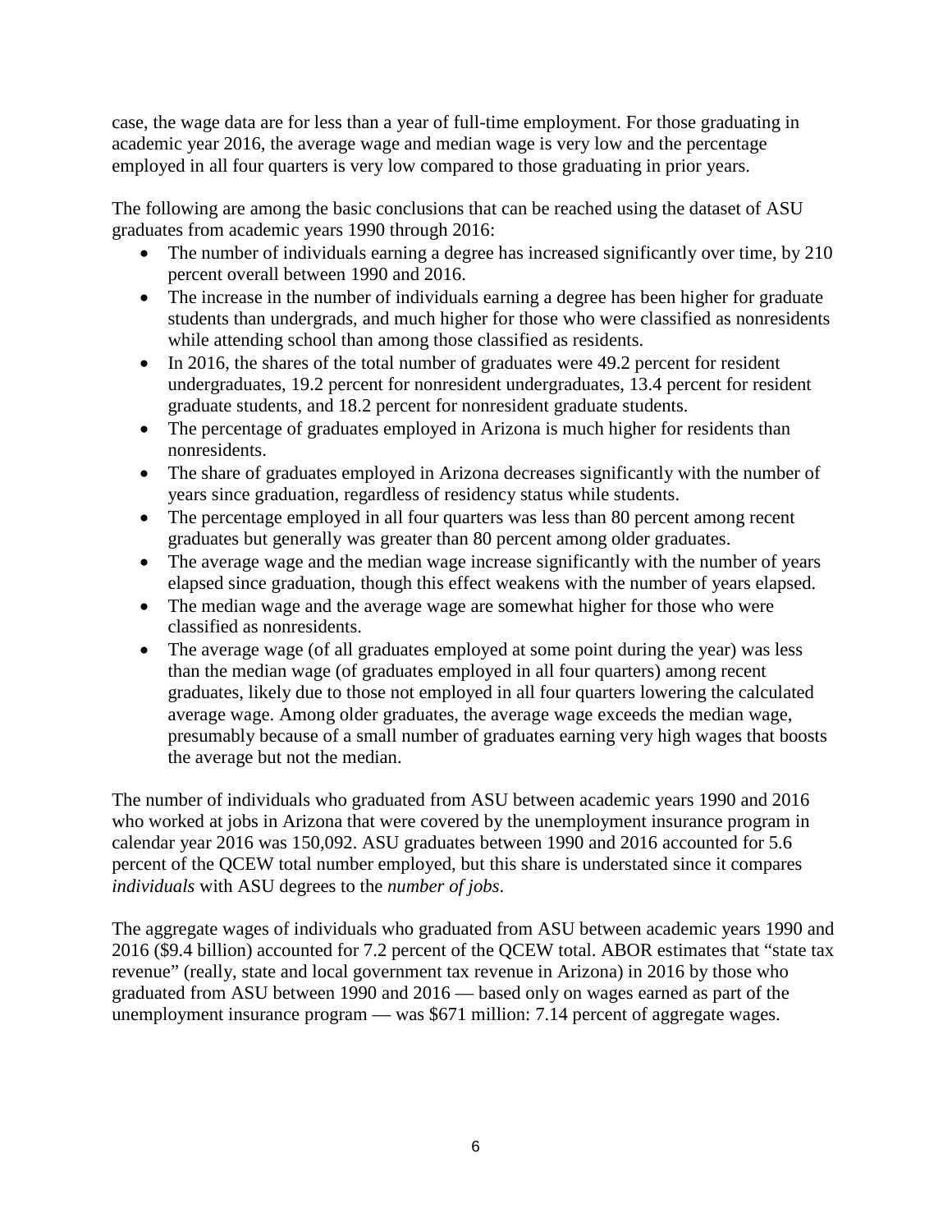case, the wage data are for less than a year of full-time employment. For those graduating in academic year 2016, the average wage and median wage is very low and the percentage employed in all four quarters is very low compared to those graduating in prior years.

The following are among the basic conclusions that can be reached using the dataset of ASU graduates from academic years 1990 through 2016:

- The number of individuals earning a degree has increased significantly over time, by 210 percent overall between 1990 and 2016.
- The increase in the number of individuals earning a degree has been higher for graduate students than undergrads, and much higher for those who were classified as nonresidents while attending school than among those classified as residents.
- In 2016, the shares of the total number of graduates were 49.2 percent for resident undergraduates, 19.2 percent for nonresident undergraduates, 13.4 percent for resident graduate students, and 18.2 percent for nonresident graduate students.
- The percentage of graduates employed in Arizona is much higher for residents than nonresidents.
- The share of graduates employed in Arizona decreases significantly with the number of years since graduation, regardless of residency status while students.
- The percentage employed in all four quarters was less than 80 percent among recent graduates but generally was greater than 80 percent among older graduates.
- The average wage and the median wage increase significantly with the number of years elapsed since graduation, though this effect weakens with the number of years elapsed.
- The median wage and the average wage are somewhat higher for those who were classified as nonresidents.
- The average wage (of all graduates employed at some point during the year) was less than the median wage (of graduates employed in all four quarters) among recent graduates, likely due to those not employed in all four quarters lowering the calculated average wage. Among older graduates, the average wage exceeds the median wage, presumably because of a small number of graduates earning very high wages that boosts the average but not the median.

The number of individuals who graduated from ASU between academic years 1990 and 2016 who worked at jobs in Arizona that were covered by the unemployment insurance program in calendar year 2016 was 150,092. ASU graduates between 1990 and 2016 accounted for 5.6 percent of the QCEW total number employed, but this share is understated since it compares *individuals* with ASU degrees to the *number of jobs*.

The aggregate wages of individuals who graduated from ASU between academic years 1990 and 2016 ($9.4 billion) accounted for 7.2 percent of the QCEW total. ABOR estimates that "state tax revenue" (really, state and local government tax revenue in Arizona) in 2016 by those who graduated from ASU between 1990 and 2016 — based only on wages earned as part of the unemployment insurance program — was $671 million: 7.14 percent of aggregate wages.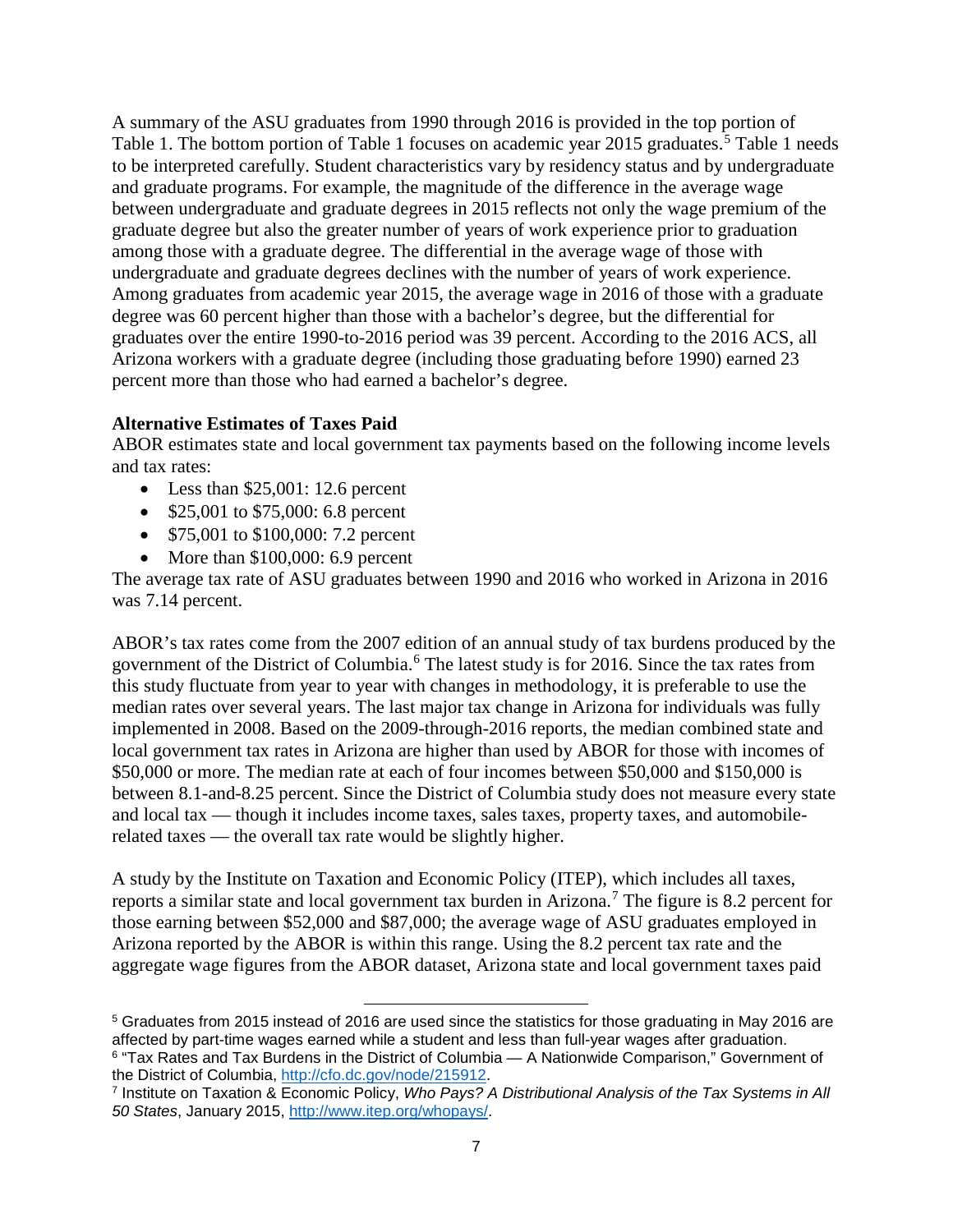A summary of the ASU graduates from 1990 through 2016 is provided in the top portion of Table 1. The bottom portion of Table 1 focuses on academic year 2015 graduates.[5] Table 1 needs to be interpreted carefully. Student characteristics vary by residency status and by undergraduate and graduate programs. For example, the magnitude of the difference in the average wage between undergraduate and graduate degrees in 2015 reflects not only the wage premium of the graduate degree but also the greater number of years of work experience prior to graduation among those with a graduate degree. The differential in the average wage of those with undergraduate and graduate degrees declines with the number of years of work experience. Among graduates from academic year 2015, the average wage in 2016 of those with a graduate degree was 60 percent higher than those with a bachelor's degree, but the differential for graduates over the entire 1990-to-2016 period was 39 percent. According to the 2016 ACS, all Arizona workers with a graduate degree (including those graduating before 1990) earned 23 percent more than those who had earned a bachelor's degree.

**Alternative Estimates of Taxes Paid**

ABOR estimates state and local government tax payments based on the following income levels and tax rates:

- Less than $25,001: 12.6 percent
- $25,001 to $75,000: 6.8 percent
- $75,001 to $100,000: 7.2 percent
- More than $100,000: 6.9 percent

The average tax rate of ASU graduates between 1990 and 2016 who worked in Arizona in 2016 was 7.14 percent.

ABOR's tax rates come from the 2007 edition of an annual study of tax burdens produced by the government of the District of Columbia.[6] The latest study is for 2016. Since the tax rates from this study fluctuate from year to year with changes in methodology, it is preferable to use the median rates over several years. The last major tax change in Arizona for individuals was fully implemented in 2008. Based on the 2009-through-2016 reports, the median combined state and local government tax rates in Arizona are higher than used by ABOR for those with incomes of $50,000 or more. The median rate at each of four incomes between $50,000 and $150,000 is between 8.1-and-8.25 percent. Since the District of Columbia study does not measure every state and local tax — though it includes income taxes, sales taxes, property taxes, and automobile-related taxes — the overall tax rate would be slightly higher.

A study by the Institute on Taxation and Economic Policy (ITEP), which includes all taxes, reports a similar state and local government tax burden in Arizona.[7] The figure is 8.2 percent for those earning between $52,000 and $87,000; the average wage of ASU graduates employed in Arizona reported by the ABOR is within this range. Using the 8.2 percent tax rate and the aggregate wage figures from the ABOR dataset, Arizona state and local government taxes paid

---

[5] Graduates from 2015 instead of 2016 are used since the statistics for those graduating in May 2016 are affected by part-time wages earned while a student and less than full-year wages after graduation.

[6] "Tax Rates and Tax Burdens in the District of Columbia — A Nationwide Comparison," Government of the District of Columbia, http://cfo.dc.gov/node/215912.

[7] Institute on Taxation & Economic Policy, *Who Pays? A Distributional Analysis of the Tax Systems in All 50 States*, January 2015, http://www.itep.org/whopays/.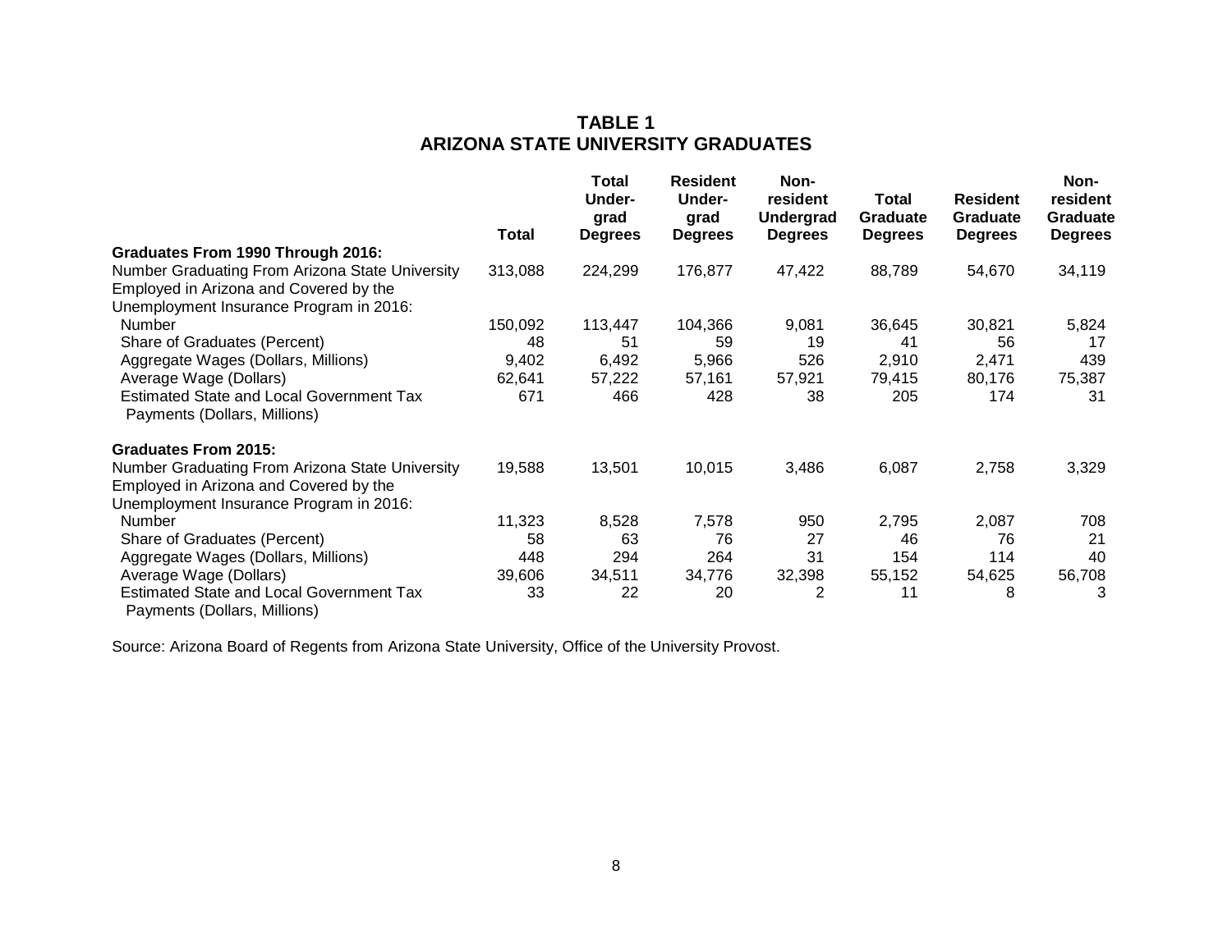## TABLE 1
## ARIZONA STATE UNIVERSITY GRADUATES

| | Total | Total Under-grad Degrees | Resident Under-grad Degrees | Non-resident Undergrad Degrees | Total Graduate Degrees | Resident Graduate Degrees | Non-resident Graduate Degrees |
|---|---|---|---|---|---|---|---|
| **Graduates From 1990 Through 2016:** | | | | | | | |
| Number Graduating From Arizona State University | 313,088 | 224,299 | 176,877 | 47,422 | 88,789 | 54,670 | 34,119 |
| Employed in Arizona and Covered by the Unemployment Insurance Program in 2016: | | | | | | | |
| Number | 150,092 | 113,447 | 104,366 | 9,081 | 36,645 | 30,821 | 5,824 |
| Share of Graduates (Percent) | 48 | 51 | 59 | 19 | 41 | 56 | 17 |
| Aggregate Wages (Dollars, Millions) | 9,402 | 6,492 | 5,966 | 526 | 2,910 | 2,471 | 439 |
| Average Wage (Dollars) | 62,641 | 57,222 | 57,161 | 57,921 | 79,415 | 80,176 | 75,387 |
| Estimated State and Local Government Tax Payments (Dollars, Millions) | 671 | 466 | 428 | 38 | 205 | 174 | 31 |
| **Graduates From 2015:** | | | | | | | |
| Number Graduating From Arizona State University | 19,588 | 13,501 | 10,015 | 3,486 | 6,087 | 2,758 | 3,329 |
| Employed in Arizona and Covered by the Unemployment Insurance Program in 2016: | | | | | | | |
| Number | 11,323 | 8,528 | 7,578 | 950 | 2,795 | 2,087 | 708 |
| Share of Graduates (Percent) | 58 | 63 | 76 | 27 | 46 | 76 | 21 |
| Aggregate Wages (Dollars, Millions) | 448 | 294 | 264 | 31 | 154 | 114 | 40 |
| Average Wage (Dollars) | 39,606 | 34,511 | 34,776 | 32,398 | 55,152 | 54,625 | 56,708 |
| Estimated State and Local Government Tax Payments (Dollars, Millions) | 33 | 22 | 20 | 2 | 11 | 8 | 3 |

Source: Arizona Board of Regents from Arizona State University, Office of the University Provost.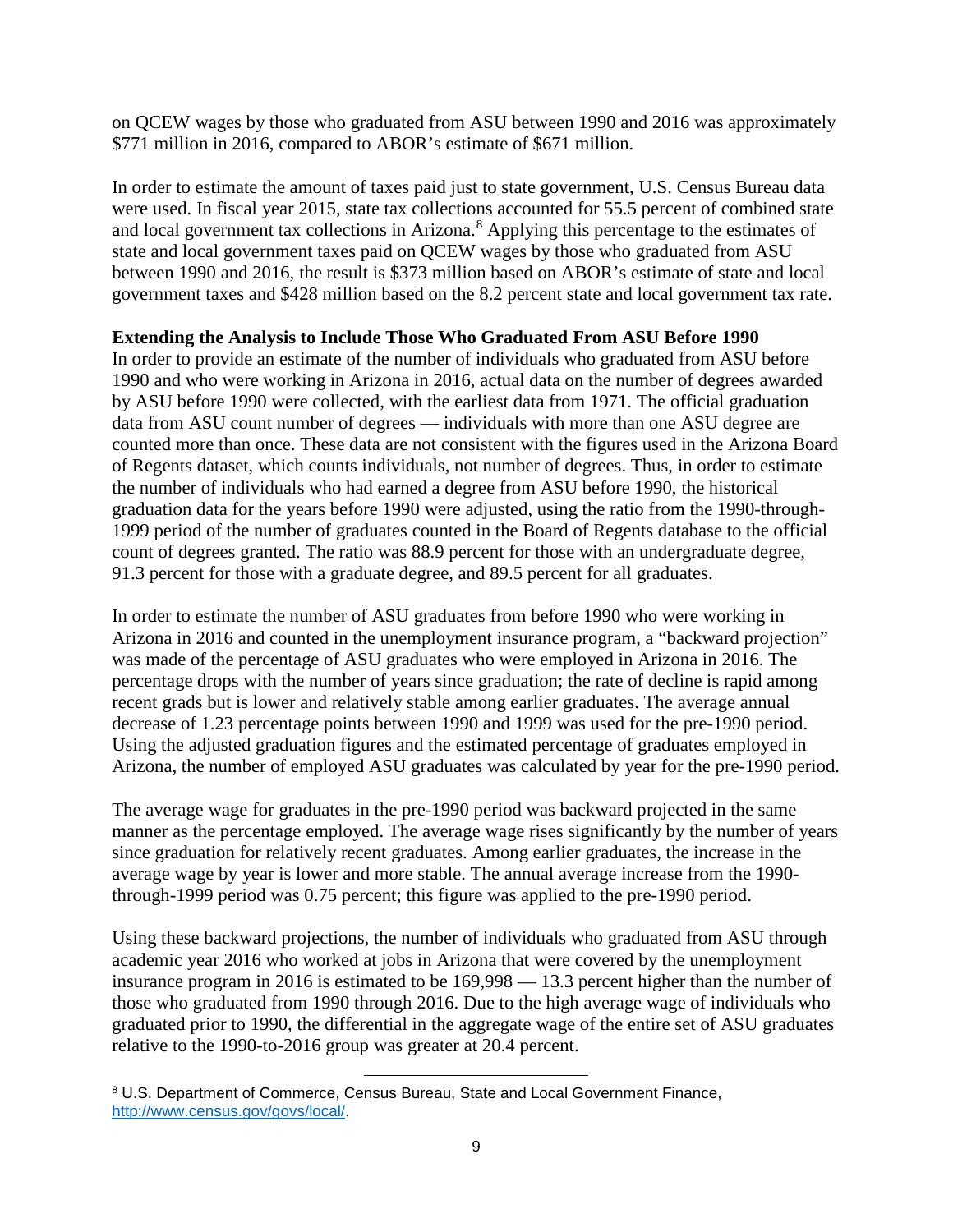on QCEW wages by those who graduated from ASU between 1990 and 2016 was approximately $771 million in 2016, compared to ABOR's estimate of $671 million.

In order to estimate the amount of taxes paid just to state government, U.S. Census Bureau data were used. In fiscal year 2015, state tax collections accounted for 55.5 percent of combined state and local government tax collections in Arizona.[8] Applying this percentage to the estimates of state and local government taxes paid on QCEW wages by those who graduated from ASU between 1990 and 2016, the result is $373 million based on ABOR's estimate of state and local government taxes and $428 million based on the 8.2 percent state and local government tax rate.

**Extending the Analysis to Include Those Who Graduated From ASU Before 1990**

In order to provide an estimate of the number of individuals who graduated from ASU before 1990 and who were working in Arizona in 2016, actual data on the number of degrees awarded by ASU before 1990 were collected, with the earliest data from 1971. The official graduation data from ASU count number of degrees — individuals with more than one ASU degree are counted more than once. These data are not consistent with the figures used in the Arizona Board of Regents dataset, which counts individuals, not number of degrees. Thus, in order to estimate the number of individuals who had earned a degree from ASU before 1990, the historical graduation data for the years before 1990 were adjusted, using the ratio from the 1990-through-1999 period of the number of graduates counted in the Board of Regents database to the official count of degrees granted. The ratio was 88.9 percent for those with an undergraduate degree, 91.3 percent for those with a graduate degree, and 89.5 percent for all graduates.

In order to estimate the number of ASU graduates from before 1990 who were working in Arizona in 2016 and counted in the unemployment insurance program, a "backward projection" was made of the percentage of ASU graduates who were employed in Arizona in 2016. The percentage drops with the number of years since graduation; the rate of decline is rapid among recent grads but is lower and relatively stable among earlier graduates. The average annual decrease of 1.23 percentage points between 1990 and 1999 was used for the pre-1990 period. Using the adjusted graduation figures and the estimated percentage of graduates employed in Arizona, the number of employed ASU graduates was calculated by year for the pre-1990 period.

The average wage for graduates in the pre-1990 period was backward projected in the same manner as the percentage employed. The average wage rises significantly by the number of years since graduation for relatively recent graduates. Among earlier graduates, the increase in the average wage by year is lower and more stable. The annual average increase from the 1990-through-1999 period was 0.75 percent; this figure was applied to the pre-1990 period.

Using these backward projections, the number of individuals who graduated from ASU through academic year 2016 who worked at jobs in Arizona that were covered by the unemployment insurance program in 2016 is estimated to be 169,998 — 13.3 percent higher than the number of those who graduated from 1990 through 2016. Due to the high average wage of individuals who graduated prior to 1990, the differential in the aggregate wage of the entire set of ASU graduates relative to the 1990-to-2016 group was greater at 20.4 percent.

[8] U.S. Department of Commerce, Census Bureau, State and Local Government Finance, http://www.census.gov/govs/local/.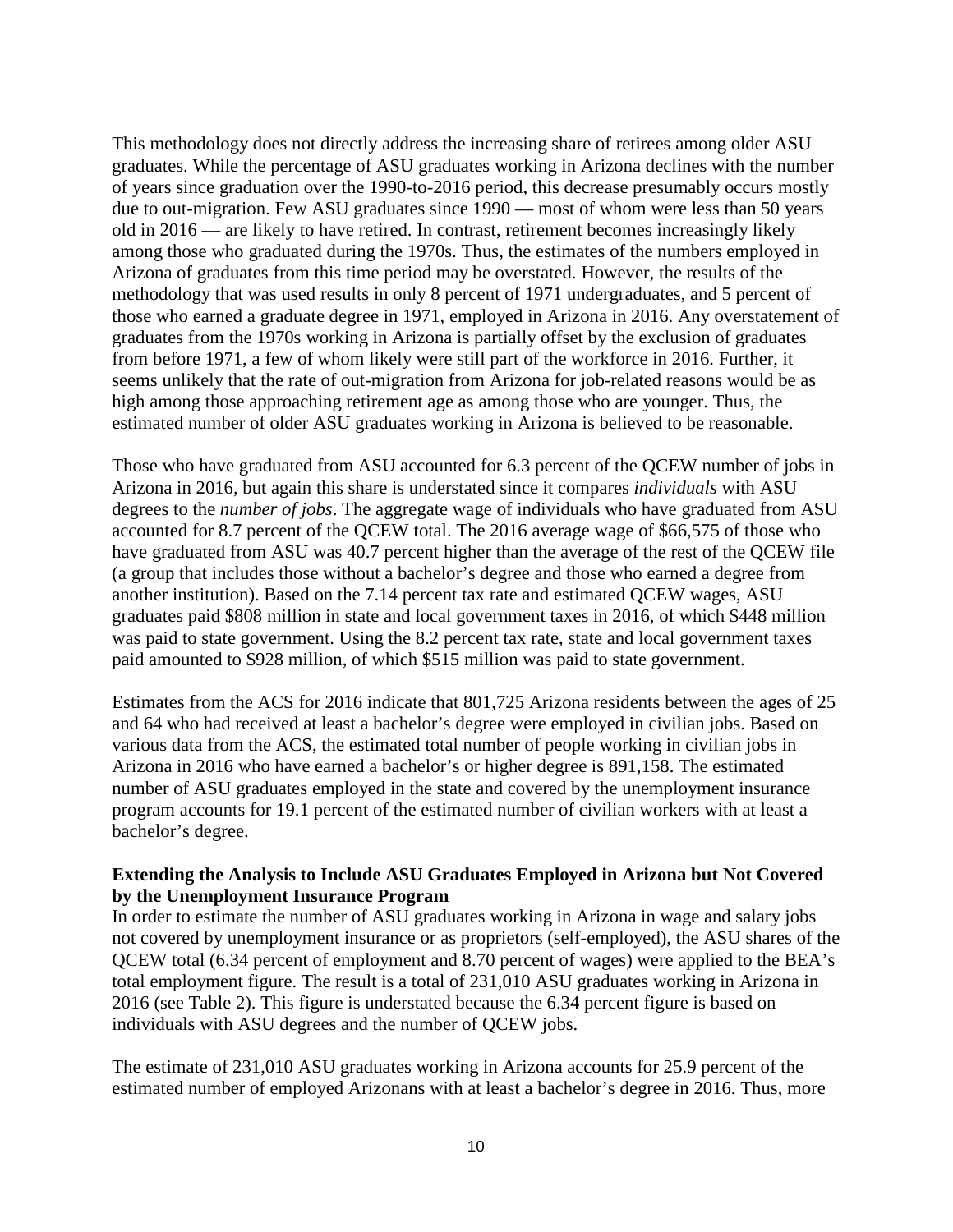This methodology does not directly address the increasing share of retirees among older ASU graduates. While the percentage of ASU graduates working in Arizona declines with the number of years since graduation over the 1990-to-2016 period, this decrease presumably occurs mostly due to out-migration. Few ASU graduates since 1990 — most of whom were less than 50 years old in 2016 — are likely to have retired. In contrast, retirement becomes increasingly likely among those who graduated during the 1970s. Thus, the estimates of the numbers employed in Arizona of graduates from this time period may be overstated. However, the results of the methodology that was used results in only 8 percent of 1971 undergraduates, and 5 percent of those who earned a graduate degree in 1971, employed in Arizona in 2016. Any overstatement of graduates from the 1970s working in Arizona is partially offset by the exclusion of graduates from before 1971, a few of whom likely were still part of the workforce in 2016. Further, it seems unlikely that the rate of out-migration from Arizona for job-related reasons would be as high among those approaching retirement age as among those who are younger. Thus, the estimated number of older ASU graduates working in Arizona is believed to be reasonable.

Those who have graduated from ASU accounted for 6.3 percent of the QCEW number of jobs in Arizona in 2016, but again this share is understated since it compares *individuals* with ASU degrees to the *number of jobs*. The aggregate wage of individuals who have graduated from ASU accounted for 8.7 percent of the QCEW total. The 2016 average wage of $66,575 of those who have graduated from ASU was 40.7 percent higher than the average of the rest of the QCEW file (a group that includes those without a bachelor's degree and those who earned a degree from another institution). Based on the 7.14 percent tax rate and estimated QCEW wages, ASU graduates paid $808 million in state and local government taxes in 2016, of which $448 million was paid to state government. Using the 8.2 percent tax rate, state and local government taxes paid amounted to $928 million, of which $515 million was paid to state government.

Estimates from the ACS for 2016 indicate that 801,725 Arizona residents between the ages of 25 and 64 who had received at least a bachelor's degree were employed in civilian jobs. Based on various data from the ACS, the estimated total number of people working in civilian jobs in Arizona in 2016 who have earned a bachelor's or higher degree is 891,158. The estimated number of ASU graduates employed in the state and covered by the unemployment insurance program accounts for 19.1 percent of the estimated number of civilian workers with at least a bachelor's degree.

**Extending the Analysis to Include ASU Graduates Employed in Arizona but Not Covered by the Unemployment Insurance Program**

In order to estimate the number of ASU graduates working in Arizona in wage and salary jobs not covered by unemployment insurance or as proprietors (self-employed), the ASU shares of the QCEW total (6.34 percent of employment and 8.70 percent of wages) were applied to the BEA's total employment figure. The result is a total of 231,010 ASU graduates working in Arizona in 2016 (see Table 2). This figure is understated because the 6.34 percent figure is based on individuals with ASU degrees and the number of QCEW jobs.

The estimate of 231,010 ASU graduates working in Arizona accounts for 25.9 percent of the estimated number of employed Arizonans with at least a bachelor's degree in 2016. Thus, more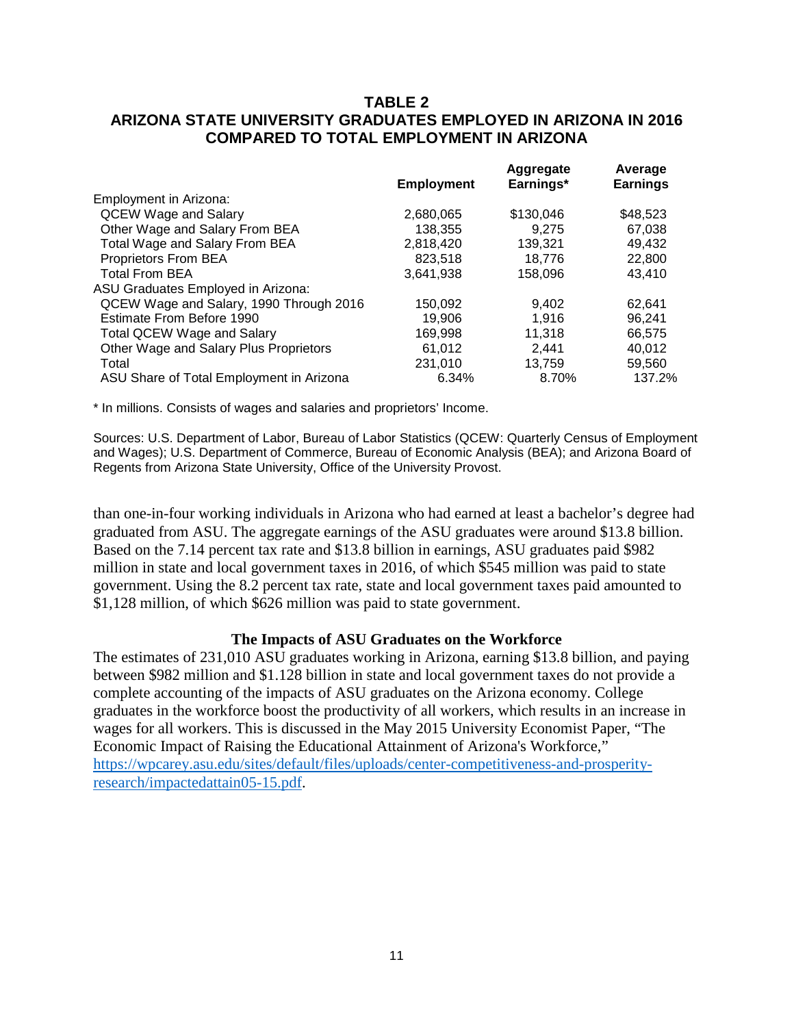**TABLE 2**
**ARIZONA STATE UNIVERSITY GRADUATES EMPLOYED IN ARIZONA IN 2016 COMPARED TO TOTAL EMPLOYMENT IN ARIZONA**

| | Employment | Aggregate Earnings* | Average Earnings |
|---|---|---|---|
| Employment in Arizona: | | | |
| QCEW Wage and Salary | 2,680,065 | $130,046 | $48,523 |
| Other Wage and Salary From BEA | 138,355 | 9,275 | 67,038 |
| Total Wage and Salary From BEA | 2,818,420 | 139,321 | 49,432 |
| Proprietors From BEA | 823,518 | 18,776 | 22,800 |
| Total From BEA | 3,641,938 | 158,096 | 43,410 |
| ASU Graduates Employed in Arizona: | | | |
| QCEW Wage and Salary, 1990 Through 2016 | 150,092 | 9,402 | 62,641 |
| Estimate From Before 1990 | 19,906 | 1,916 | 96,241 |
| Total QCEW Wage and Salary | 169,998 | 11,318 | 66,575 |
| Other Wage and Salary Plus Proprietors | 61,012 | 2,441 | 40,012 |
| Total | 231,010 | 13,759 | 59,560 |
| ASU Share of Total Employment in Arizona | 6.34% | 8.70% | 137.2% |

* In millions. Consists of wages and salaries and proprietors' Income.

Sources: U.S. Department of Labor, Bureau of Labor Statistics (QCEW: Quarterly Census of Employment and Wages); U.S. Department of Commerce, Bureau of Economic Analysis (BEA); and Arizona Board of Regents from Arizona State University, Office of the University Provost.

than one-in-four working individuals in Arizona who had earned at least a bachelor's degree had graduated from ASU. The aggregate earnings of the ASU graduates were around $13.8 billion. Based on the 7.14 percent tax rate and $13.8 billion in earnings, ASU graduates paid $982 million in state and local government taxes in 2016, of which $545 million was paid to state government. Using the 8.2 percent tax rate, state and local government taxes paid amounted to $1,128 million, of which $626 million was paid to state government.

### The Impacts of ASU Graduates on the Workforce

The estimates of 231,010 ASU graduates working in Arizona, earning $13.8 billion, and paying between $982 million and $1.128 billion in state and local government taxes do not provide a complete accounting of the impacts of ASU graduates on the Arizona economy. College graduates in the workforce boost the productivity of all workers, which results in an increase in wages for all workers. This is discussed in the May 2015 University Economist Paper, "The Economic Impact of Raising the Educational Attainment of Arizona's Workforce," [https://wpcarey.asu.edu/sites/default/files/uploads/center-competitiveness-and-prosperity-research/impactedattain05-15.pdf](https://wpcarey.asu.edu/sites/default/files/uploads/center-competitiveness-and-prosperity-research/impactedattain05-15.pdf).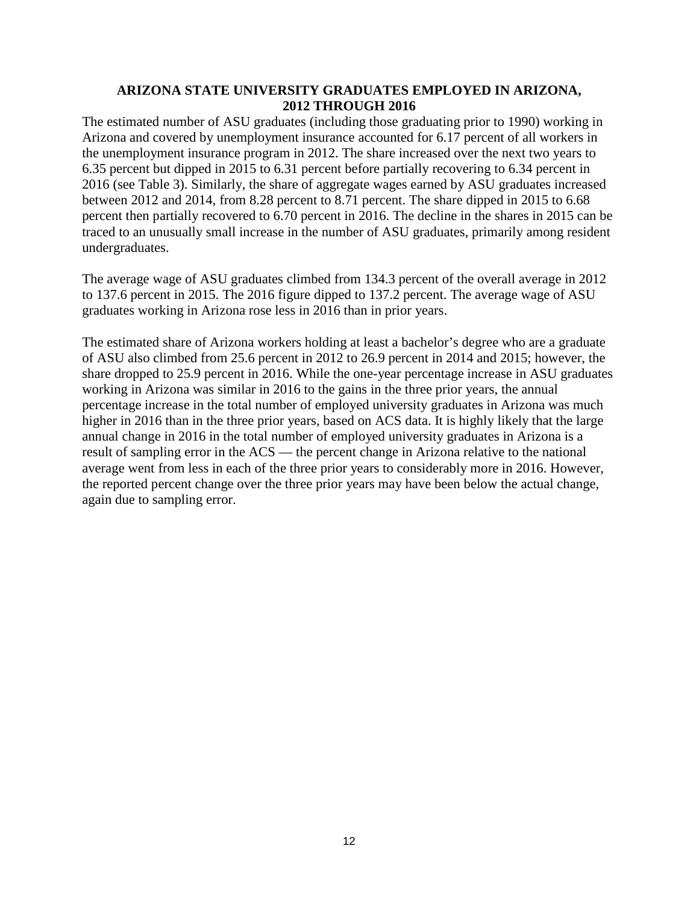## ARIZONA STATE UNIVERSITY GRADUATES EMPLOYED IN ARIZONA, 2012 THROUGH 2016

The estimated number of ASU graduates (including those graduating prior to 1990) working in Arizona and covered by unemployment insurance accounted for 6.17 percent of all workers in the unemployment insurance program in 2012. The share increased over the next two years to 6.35 percent but dipped in 2015 to 6.31 percent before partially recovering to 6.34 percent in 2016 (see Table 3). Similarly, the share of aggregate wages earned by ASU graduates increased between 2012 and 2014, from 8.28 percent to 8.71 percent. The share dipped in 2015 to 6.68 percent then partially recovered to 6.70 percent in 2016. The decline in the shares in 2015 can be traced to an unusually small increase in the number of ASU graduates, primarily among resident undergraduates.

The average wage of ASU graduates climbed from 134.3 percent of the overall average in 2012 to 137.6 percent in 2015. The 2016 figure dipped to 137.2 percent. The average wage of ASU graduates working in Arizona rose less in 2016 than in prior years.

The estimated share of Arizona workers holding at least a bachelor's degree who are a graduate of ASU also climbed from 25.6 percent in 2012 to 26.9 percent in 2014 and 2015; however, the share dropped to 25.9 percent in 2016. While the one-year percentage increase in ASU graduates working in Arizona was similar in 2016 to the gains in the three prior years, the annual percentage increase in the total number of employed university graduates in Arizona was much higher in 2016 than in the three prior years, based on ACS data. It is highly likely that the large annual change in 2016 in the total number of employed university graduates in Arizona is a result of sampling error in the ACS — the percent change in Arizona relative to the national average went from less in each of the three prior years to considerably more in 2016. However, the reported percent change over the three prior years may have been below the actual change, again due to sampling error.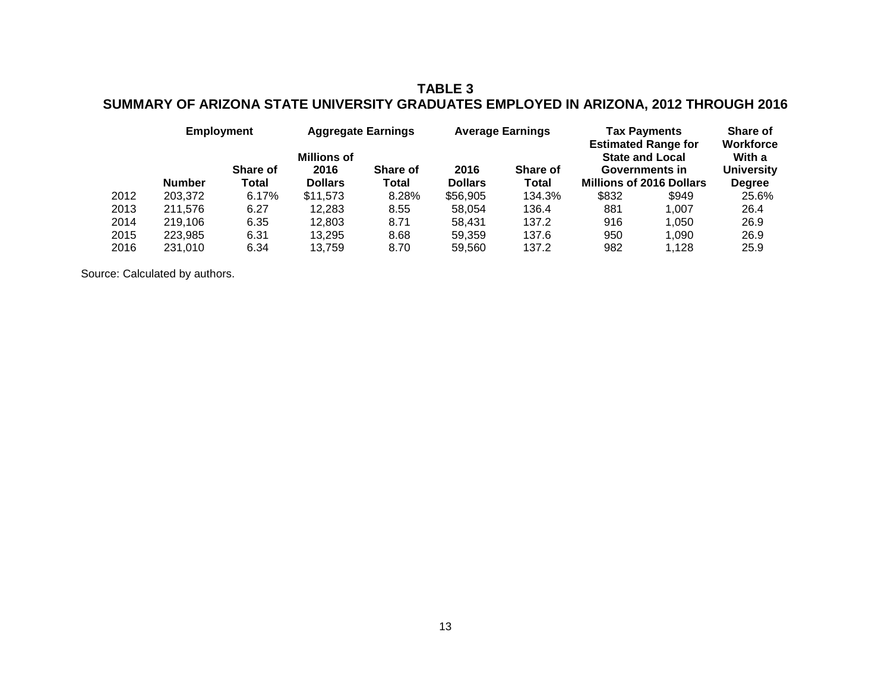## TABLE 3
## SUMMARY OF ARIZONA STATE UNIVERSITY GRADUATES EMPLOYED IN ARIZONA, 2012 THROUGH 2016

| | Employment | | Aggregate Earnings | | Average Earnings | | Tax Payments | | Share of Workforce |
|---|---|---|---|---|---|---|---|---|---|
| | | | | | | | Estimated Range for State and Local Governments in Millions of 2016 Dollars | | With a University Degree |
| | Number | Share of Total | Millions of 2016 Dollars | Share of Total | 2016 Dollars | Share of Total | | | |
| 2012 | 203,372 | 6.17% | $11,573 | 8.28% | $56,905 | 134.3% | $832 | $949 | 25.6% |
| 2013 | 211,576 | 6.27 | 12,283 | 8.55 | 58,054 | 136.4 | 881 | 1,007 | 26.4 |
| 2014 | 219,106 | 6.35 | 12,803 | 8.71 | 58,431 | 137.2 | 916 | 1,050 | 26.9 |
| 2015 | 223,985 | 6.31 | 13,295 | 8.68 | 59,359 | 137.6 | 950 | 1,090 | 26.9 |
| 2016 | 231,010 | 6.34 | 13,759 | 8.70 | 59,560 | 137.2 | 982 | 1,128 | 25.9 |

Source: Calculated by authors.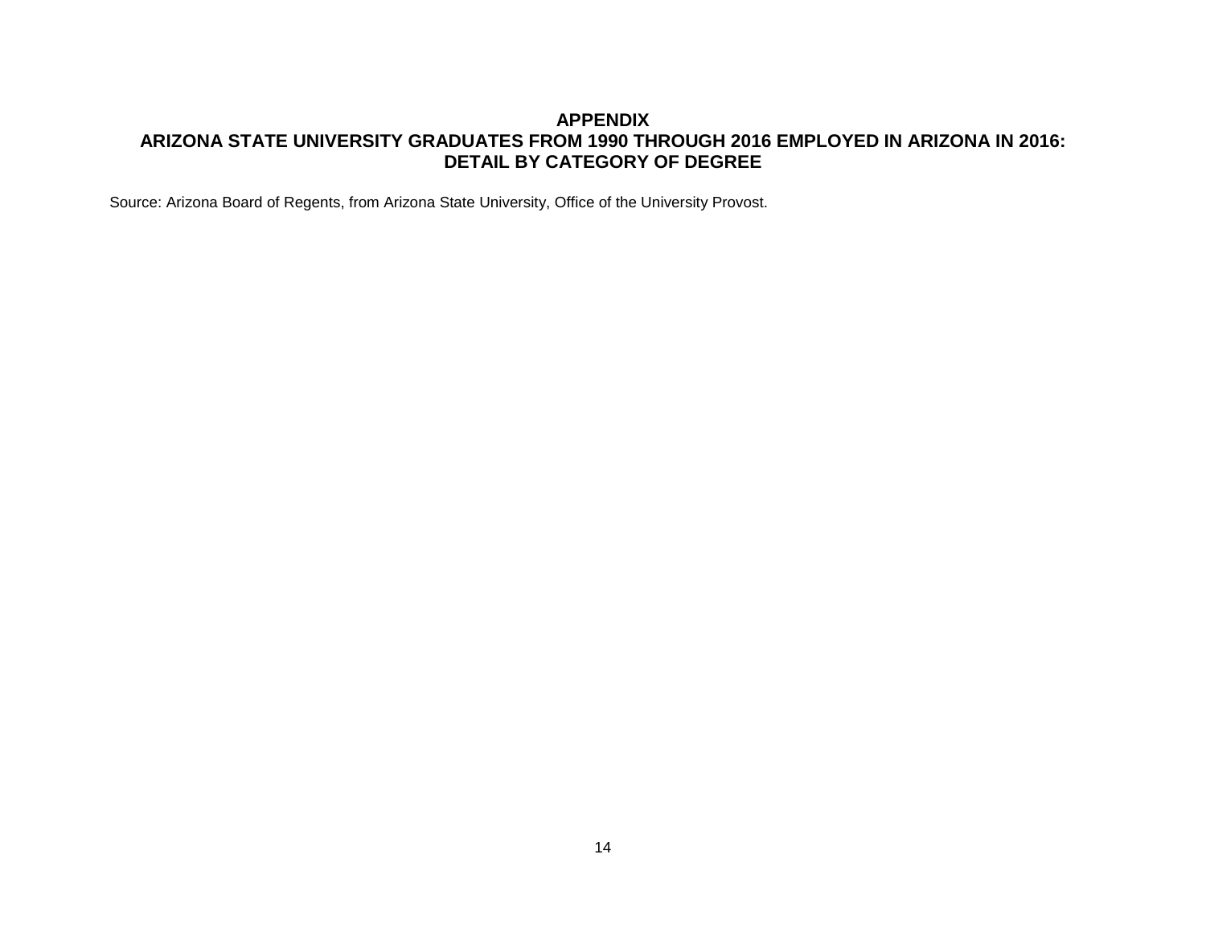# APPENDIX
# ARIZONA STATE UNIVERSITY GRADUATES FROM 1990 THROUGH 2016 EMPLOYED IN ARIZONA IN 2016: DETAIL BY CATEGORY OF DEGREE

Source: Arizona Board of Regents, from Arizona State University, Office of the University Provost.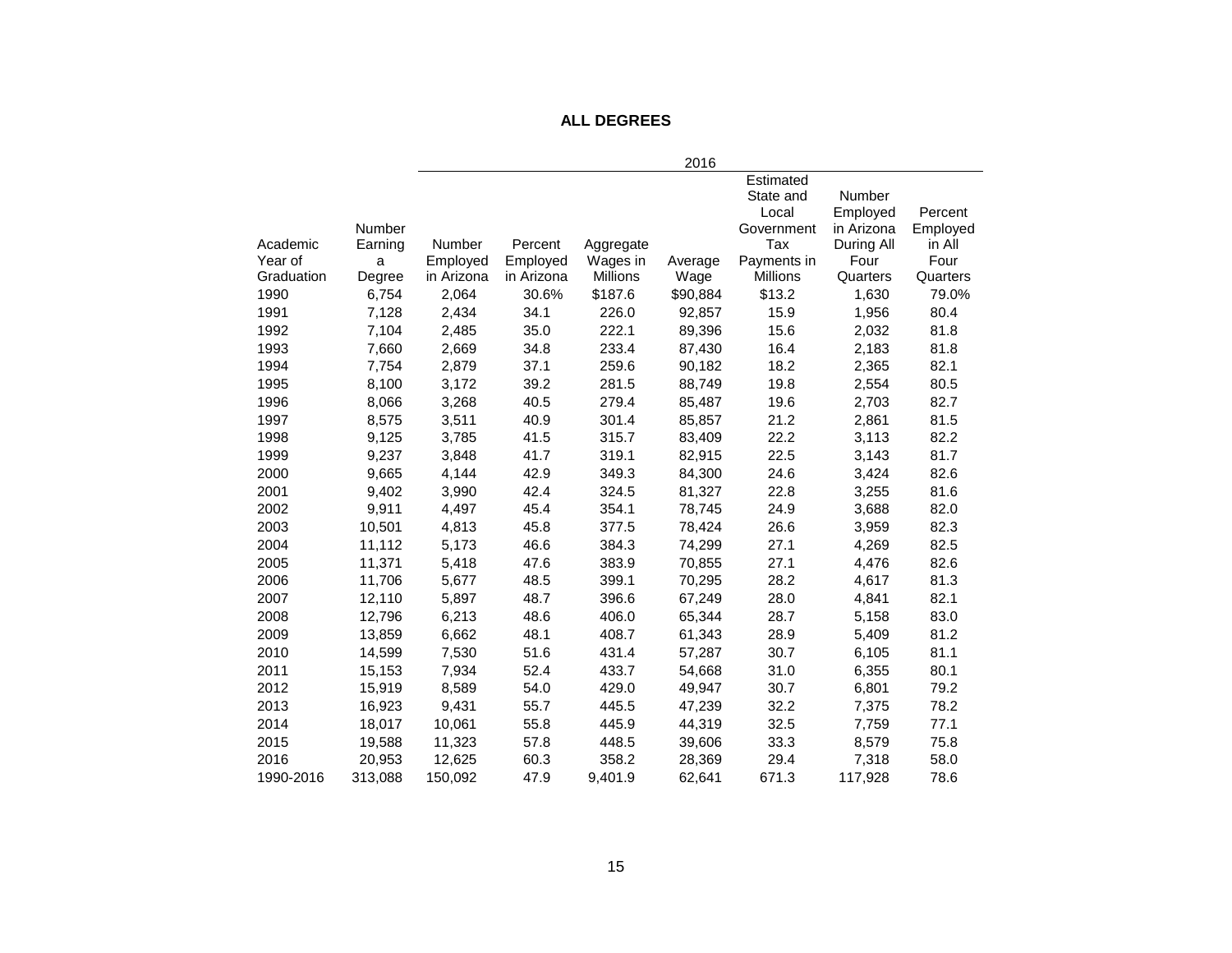**ALL DEGREES**

| Academic Year of Graduation | Number Earning a Degree | 2016 | | | | | | |
|---|---|---|---|---|---|---|---|---|
| | | Number Employed in Arizona | Percent Employed in Arizona | Aggregate Wages in Millions | Average Wage | Estimated State and Local Government Tax Payments in Millions | Number Employed in Arizona During All Four Quarters | Percent Employed in All Four Quarters |
| 1990 | 6,754 | 2,064 | 30.6% | $187.6 | $90,884 | $13.2 | 1,630 | 79.0% |
| 1991 | 7,128 | 2,434 | 34.1 | 226.0 | 92,857 | 15.9 | 1,956 | 80.4 |
| 1992 | 7,104 | 2,485 | 35.0 | 222.1 | 89,396 | 15.6 | 2,032 | 81.8 |
| 1993 | 7,660 | 2,669 | 34.8 | 233.4 | 87,430 | 16.4 | 2,183 | 81.8 |
| 1994 | 7,754 | 2,879 | 37.1 | 259.6 | 90,182 | 18.2 | 2,365 | 82.1 |
| 1995 | 8,100 | 3,172 | 39.2 | 281.5 | 88,749 | 19.8 | 2,554 | 80.5 |
| 1996 | 8,066 | 3,268 | 40.5 | 279.4 | 85,487 | 19.6 | 2,703 | 82.7 |
| 1997 | 8,575 | 3,511 | 40.9 | 301.4 | 85,857 | 21.2 | 2,861 | 81.5 |
| 1998 | 9,125 | 3,785 | 41.5 | 315.7 | 83,409 | 22.2 | 3,113 | 82.2 |
| 1999 | 9,237 | 3,848 | 41.7 | 319.1 | 82,915 | 22.5 | 3,143 | 81.7 |
| 2000 | 9,665 | 4,144 | 42.9 | 349.3 | 84,300 | 24.6 | 3,424 | 82.6 |
| 2001 | 9,402 | 3,990 | 42.4 | 324.5 | 81,327 | 22.8 | 3,255 | 81.6 |
| 2002 | 9,911 | 4,497 | 45.4 | 354.1 | 78,745 | 24.9 | 3,688 | 82.0 |
| 2003 | 10,501 | 4,813 | 45.8 | 377.5 | 78,424 | 26.6 | 3,959 | 82.3 |
| 2004 | 11,112 | 5,173 | 46.6 | 384.3 | 74,299 | 27.1 | 4,269 | 82.5 |
| 2005 | 11,371 | 5,418 | 47.6 | 383.9 | 70,855 | 27.1 | 4,476 | 82.6 |
| 2006 | 11,706 | 5,677 | 48.5 | 399.1 | 70,295 | 28.2 | 4,617 | 81.3 |
| 2007 | 12,110 | 5,897 | 48.7 | 396.6 | 67,249 | 28.0 | 4,841 | 82.1 |
| 2008 | 12,796 | 6,213 | 48.6 | 406.0 | 65,344 | 28.7 | 5,158 | 83.0 |
| 2009 | 13,859 | 6,662 | 48.1 | 408.7 | 61,343 | 28.9 | 5,409 | 81.2 |
| 2010 | 14,599 | 7,530 | 51.6 | 431.4 | 57,287 | 30.7 | 6,105 | 81.1 |
| 2011 | 15,153 | 7,934 | 52.4 | 433.7 | 54,668 | 31.0 | 6,355 | 80.1 |
| 2012 | 15,919 | 8,589 | 54.0 | 429.0 | 49,947 | 30.7 | 6,801 | 79.2 |
| 2013 | 16,923 | 9,431 | 55.7 | 445.5 | 47,239 | 32.2 | 7,375 | 78.2 |
| 2014 | 18,017 | 10,061 | 55.8 | 445.9 | 44,319 | 32.5 | 7,759 | 77.1 |
| 2015 | 19,588 | 11,323 | 57.8 | 448.5 | 39,606 | 33.3 | 8,579 | 75.8 |
| 2016 | 20,953 | 12,625 | 60.3 | 358.2 | 28,369 | 29.4 | 7,318 | 58.0 |
| 1990-2016 | 313,088 | 150,092 | 47.9 | 9,401.9 | 62,641 | 671.3 | 117,928 | 78.6 |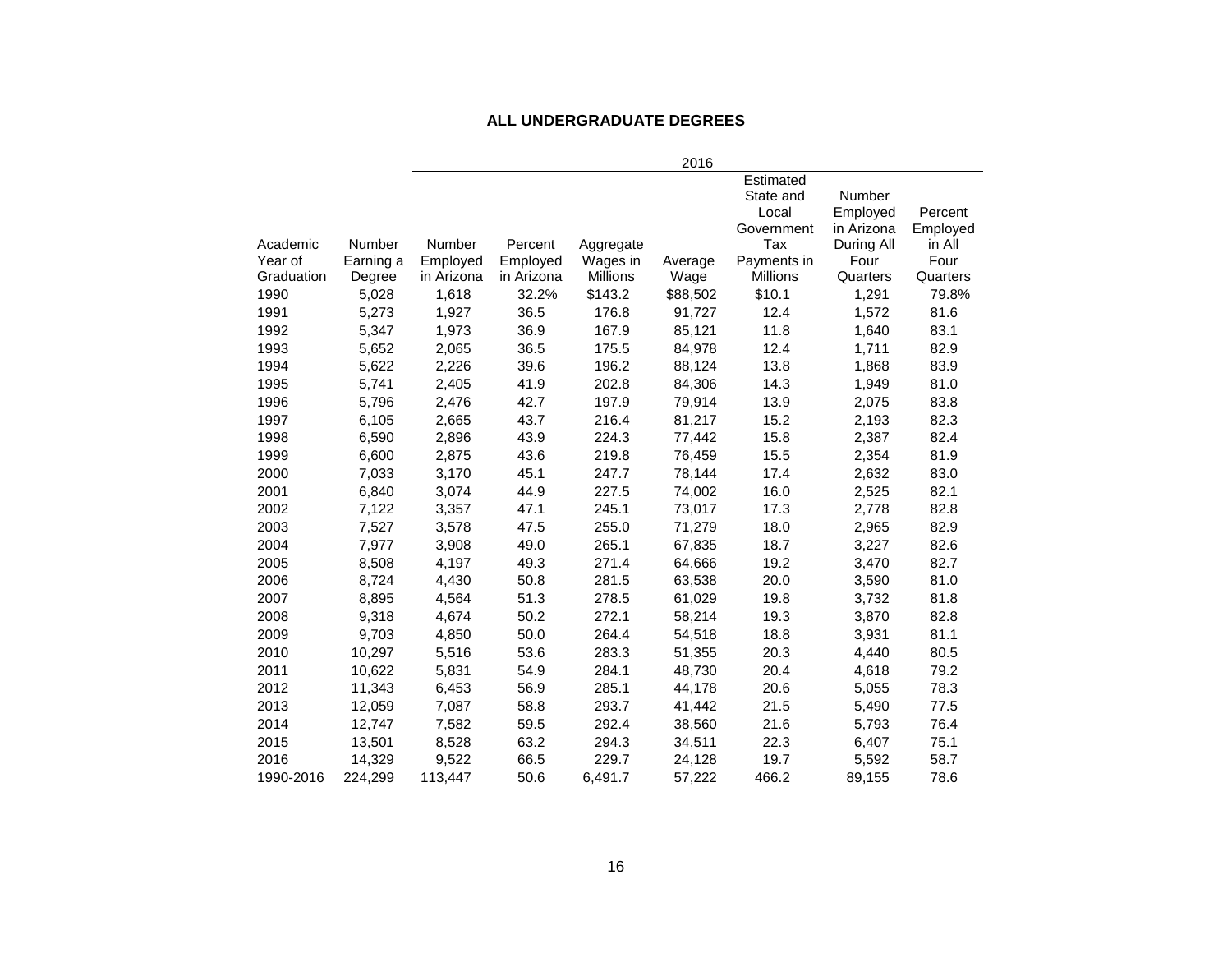## ALL UNDERGRADUATE DEGREES

| Academic Year of Graduation | Number Earning a Degree | 2016 | | | | | | |
|---|---|---|---|---|---|---|---|---|
| | | Number Employed in Arizona | Percent Employed in Arizona | Aggregate Wages in Millions | Average Wage | Estimated State and Local Government Tax Payments in Millions | Number Employed in Arizona During All Four Quarters | Percent Employed in All Four Quarters |
| 1990 | 5,028 | 1,618 | 32.2% | $143.2 | $88,502 | $10.1 | 1,291 | 79.8% |
| 1991 | 5,273 | 1,927 | 36.5 | 176.8 | 91,727 | 12.4 | 1,572 | 81.6 |
| 1992 | 5,347 | 1,973 | 36.9 | 167.9 | 85,121 | 11.8 | 1,640 | 83.1 |
| 1993 | 5,652 | 2,065 | 36.5 | 175.5 | 84,978 | 12.4 | 1,711 | 82.9 |
| 1994 | 5,622 | 2,226 | 39.6 | 196.2 | 88,124 | 13.8 | 1,868 | 83.9 |
| 1995 | 5,741 | 2,405 | 41.9 | 202.8 | 84,306 | 14.3 | 1,949 | 81.0 |
| 1996 | 5,796 | 2,476 | 42.7 | 197.9 | 79,914 | 13.9 | 2,075 | 83.8 |
| 1997 | 6,105 | 2,665 | 43.7 | 216.4 | 81,217 | 15.2 | 2,193 | 82.3 |
| 1998 | 6,590 | 2,896 | 43.9 | 224.3 | 77,442 | 15.8 | 2,387 | 82.4 |
| 1999 | 6,600 | 2,875 | 43.6 | 219.8 | 76,459 | 15.5 | 2,354 | 81.9 |
| 2000 | 7,033 | 3,170 | 45.1 | 247.7 | 78,144 | 17.4 | 2,632 | 83.0 |
| 2001 | 6,840 | 3,074 | 44.9 | 227.5 | 74,002 | 16.0 | 2,525 | 82.1 |
| 2002 | 7,122 | 3,357 | 47.1 | 245.1 | 73,017 | 17.3 | 2,778 | 82.8 |
| 2003 | 7,527 | 3,578 | 47.5 | 255.0 | 71,279 | 18.0 | 2,965 | 82.9 |
| 2004 | 7,977 | 3,908 | 49.0 | 265.1 | 67,835 | 18.7 | 3,227 | 82.6 |
| 2005 | 8,508 | 4,197 | 49.3 | 271.4 | 64,666 | 19.2 | 3,470 | 82.7 |
| 2006 | 8,724 | 4,430 | 50.8 | 281.5 | 63,538 | 20.0 | 3,590 | 81.0 |
| 2007 | 8,895 | 4,564 | 51.3 | 278.5 | 61,029 | 19.8 | 3,732 | 81.8 |
| 2008 | 9,318 | 4,674 | 50.2 | 272.1 | 58,214 | 19.3 | 3,870 | 82.8 |
| 2009 | 9,703 | 4,850 | 50.0 | 264.4 | 54,518 | 18.8 | 3,931 | 81.1 |
| 2010 | 10,297 | 5,516 | 53.6 | 283.3 | 51,355 | 20.3 | 4,440 | 80.5 |
| 2011 | 10,622 | 5,831 | 54.9 | 284.1 | 48,730 | 20.4 | 4,618 | 79.2 |
| 2012 | 11,343 | 6,453 | 56.9 | 285.1 | 44,178 | 20.6 | 5,055 | 78.3 |
| 2013 | 12,059 | 7,087 | 58.8 | 293.7 | 41,442 | 21.5 | 5,490 | 77.5 |
| 2014 | 12,747 | 7,582 | 59.5 | 292.4 | 38,560 | 21.6 | 5,793 | 76.4 |
| 2015 | 13,501 | 8,528 | 63.2 | 294.3 | 34,511 | 22.3 | 6,407 | 75.1 |
| 2016 | 14,329 | 9,522 | 66.5 | 229.7 | 24,128 | 19.7 | 5,592 | 58.7 |
| 1990-2016 | 224,299 | 113,447 | 50.6 | 6,491.7 | 57,222 | 466.2 | 89,155 | 78.6 |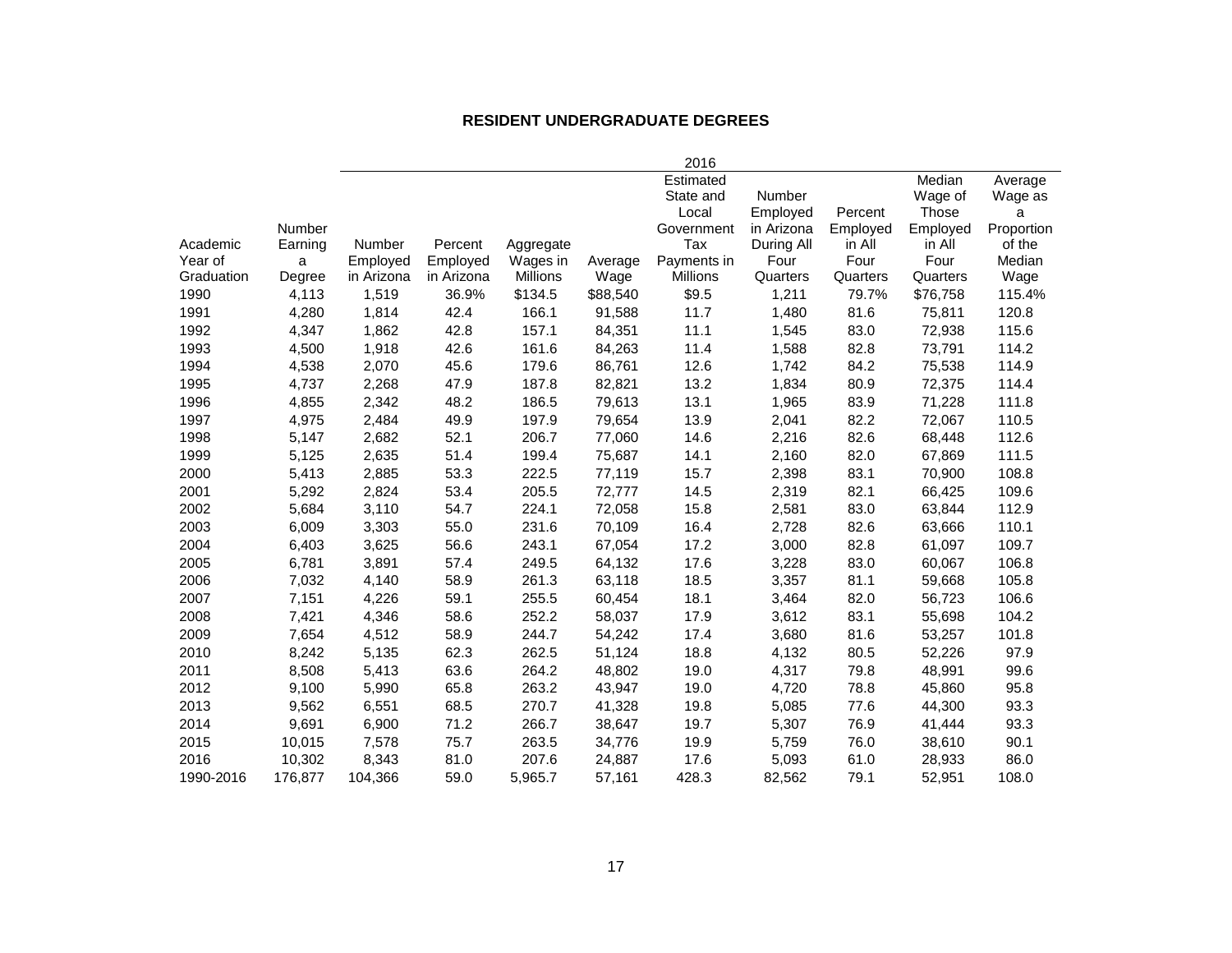**RESIDENT UNDERGRADUATE DEGREES**

| Academic Year of Graduation | Number Earning a Degree | 2016 | | | | | | | | |
|---|---|---|---|---|---|---|---|---|---|---|
| | | Number Employed in Arizona | Percent Employed in Arizona | Aggregate Wages in Millions | Average Wage | Estimated State and Local Government Tax Payments in Millions | Number Employed in Arizona During All Four Quarters | Percent Employed in All Four Quarters | Median Wage of Those Employed in All Four Quarters | Average Wage as a Proportion of the Median Wage |
| 1990 | 4,113 | 1,519 | 36.9% | $134.5 | $88,540 | $9.5 | 1,211 | 79.7% | $76,758 | 115.4% |
| 1991 | 4,280 | 1,814 | 42.4 | 166.1 | 91,588 | 11.7 | 1,480 | 81.6 | 75,811 | 120.8 |
| 1992 | 4,347 | 1,862 | 42.8 | 157.1 | 84,351 | 11.1 | 1,545 | 83.0 | 72,938 | 115.6 |
| 1993 | 4,500 | 1,918 | 42.6 | 161.6 | 84,263 | 11.4 | 1,588 | 82.8 | 73,791 | 114.2 |
| 1994 | 4,538 | 2,070 | 45.6 | 179.6 | 86,761 | 12.6 | 1,742 | 84.2 | 75,538 | 114.9 |
| 1995 | 4,737 | 2,268 | 47.9 | 187.8 | 82,821 | 13.2 | 1,834 | 80.9 | 72,375 | 114.4 |
| 1996 | 4,855 | 2,342 | 48.2 | 186.5 | 79,613 | 13.1 | 1,965 | 83.9 | 71,228 | 111.8 |
| 1997 | 4,975 | 2,484 | 49.9 | 197.9 | 79,654 | 13.9 | 2,041 | 82.2 | 72,067 | 110.5 |
| 1998 | 5,147 | 2,682 | 52.1 | 206.7 | 77,060 | 14.6 | 2,216 | 82.6 | 68,448 | 112.6 |
| 1999 | 5,125 | 2,635 | 51.4 | 199.4 | 75,687 | 14.1 | 2,160 | 82.0 | 67,869 | 111.5 |
| 2000 | 5,413 | 2,885 | 53.3 | 222.5 | 77,119 | 15.7 | 2,398 | 83.1 | 70,900 | 108.8 |
| 2001 | 5,292 | 2,824 | 53.4 | 205.5 | 72,777 | 14.5 | 2,319 | 82.1 | 66,425 | 109.6 |
| 2002 | 5,684 | 3,110 | 54.7 | 224.1 | 72,058 | 15.8 | 2,581 | 83.0 | 63,844 | 112.9 |
| 2003 | 6,009 | 3,303 | 55.0 | 231.6 | 70,109 | 16.4 | 2,728 | 82.6 | 63,666 | 110.1 |
| 2004 | 6,403 | 3,625 | 56.6 | 243.1 | 67,054 | 17.2 | 3,000 | 82.8 | 61,097 | 109.7 |
| 2005 | 6,781 | 3,891 | 57.4 | 249.5 | 64,132 | 17.6 | 3,228 | 83.0 | 60,067 | 106.8 |
| 2006 | 7,032 | 4,140 | 58.9 | 261.3 | 63,118 | 18.5 | 3,357 | 81.1 | 59,668 | 105.8 |
| 2007 | 7,151 | 4,226 | 59.1 | 255.5 | 60,454 | 18.1 | 3,464 | 82.0 | 56,723 | 106.6 |
| 2008 | 7,421 | 4,346 | 58.6 | 252.2 | 58,037 | 17.9 | 3,612 | 83.1 | 55,698 | 104.2 |
| 2009 | 7,654 | 4,512 | 58.9 | 244.7 | 54,242 | 17.4 | 3,680 | 81.6 | 53,257 | 101.8 |
| 2010 | 8,242 | 5,135 | 62.3 | 262.5 | 51,124 | 18.8 | 4,132 | 80.5 | 52,226 | 97.9 |
| 2011 | 8,508 | 5,413 | 63.6 | 264.2 | 48,802 | 19.0 | 4,317 | 79.8 | 48,991 | 99.6 |
| 2012 | 9,100 | 5,990 | 65.8 | 263.2 | 43,947 | 19.0 | 4,720 | 78.8 | 45,860 | 95.8 |
| 2013 | 9,562 | 6,551 | 68.5 | 270.7 | 41,328 | 19.8 | 5,085 | 77.6 | 44,300 | 93.3 |
| 2014 | 9,691 | 6,900 | 71.2 | 266.7 | 38,647 | 19.7 | 5,307 | 76.9 | 41,444 | 93.3 |
| 2015 | 10,015 | 7,578 | 75.7 | 263.5 | 34,776 | 19.9 | 5,759 | 76.0 | 38,610 | 90.1 |
| 2016 | 10,302 | 8,343 | 81.0 | 207.6 | 24,887 | 17.6 | 5,093 | 61.0 | 28,933 | 86.0 |
| 1990-2016 | 176,877 | 104,366 | 59.0 | 5,965.7 | 57,161 | 428.3 | 82,562 | 79.1 | 52,951 | 108.0 |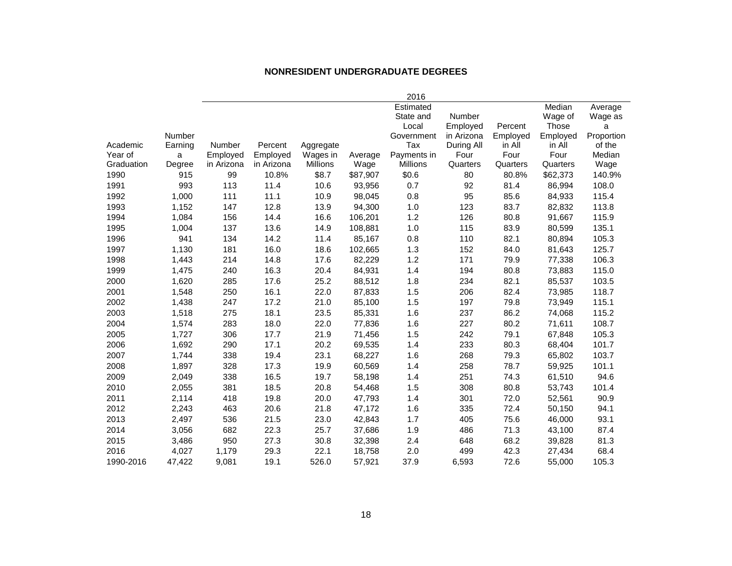## NONRESIDENT UNDERGRADUATE DEGREES

| Academic Year of Graduation | Number Earning a Degree | 2016 | | | | | | | | |
|---|---|---|---|---|---|---|---|---|---|---|
| | | Number Employed in Arizona | Percent Employed in Arizona | Aggregate Wages in Millions | Average Wage | Estimated State and Local Government Tax Payments in Millions | Number Employed in Arizona During All Four Quarters | Percent Employed in All Four Quarters | Median Wage of Those Employed in All Four Quarters | Average Wage as a Proportion of the Median Wage |
| 1990 | 915 | 99 | 10.8% | $8.7 | $87,907 | $0.6 | 80 | 80.8% | $62,373 | 140.9% |
| 1991 | 993 | 113 | 11.4 | 10.6 | 93,956 | 0.7 | 92 | 81.4 | 86,994 | 108.0 |
| 1992 | 1,000 | 111 | 11.1 | 10.9 | 98,045 | 0.8 | 95 | 85.6 | 84,933 | 115.4 |
| 1993 | 1,152 | 147 | 12.8 | 13.9 | 94,300 | 1.0 | 123 | 83.7 | 82,832 | 113.8 |
| 1994 | 1,084 | 156 | 14.4 | 16.6 | 106,201 | 1.2 | 126 | 80.8 | 91,667 | 115.9 |
| 1995 | 1,004 | 137 | 13.6 | 14.9 | 108,881 | 1.0 | 115 | 83.9 | 80,599 | 135.1 |
| 1996 | 941 | 134 | 14.2 | 11.4 | 85,167 | 0.8 | 110 | 82.1 | 80,894 | 105.3 |
| 1997 | 1,130 | 181 | 16.0 | 18.6 | 102,665 | 1.3 | 152 | 84.0 | 81,643 | 125.7 |
| 1998 | 1,443 | 214 | 14.8 | 17.6 | 82,229 | 1.2 | 171 | 79.9 | 77,338 | 106.3 |
| 1999 | 1,475 | 240 | 16.3 | 20.4 | 84,931 | 1.4 | 194 | 80.8 | 73,883 | 115.0 |
| 2000 | 1,620 | 285 | 17.6 | 25.2 | 88,512 | 1.8 | 234 | 82.1 | 85,537 | 103.5 |
| 2001 | 1,548 | 250 | 16.1 | 22.0 | 87,833 | 1.5 | 206 | 82.4 | 73,985 | 118.7 |
| 2002 | 1,438 | 247 | 17.2 | 21.0 | 85,100 | 1.5 | 197 | 79.8 | 73,949 | 115.1 |
| 2003 | 1,518 | 275 | 18.1 | 23.5 | 85,331 | 1.6 | 237 | 86.2 | 74,068 | 115.2 |
| 2004 | 1,574 | 283 | 18.0 | 22.0 | 77,836 | 1.6 | 227 | 80.2 | 71,611 | 108.7 |
| 2005 | 1,727 | 306 | 17.7 | 21.9 | 71,456 | 1.5 | 242 | 79.1 | 67,848 | 105.3 |
| 2006 | 1,692 | 290 | 17.1 | 20.2 | 69,535 | 1.4 | 233 | 80.3 | 68,404 | 101.7 |
| 2007 | 1,744 | 338 | 19.4 | 23.1 | 68,227 | 1.6 | 268 | 79.3 | 65,802 | 103.7 |
| 2008 | 1,897 | 328 | 17.3 | 19.9 | 60,569 | 1.4 | 258 | 78.7 | 59,925 | 101.1 |
| 2009 | 2,049 | 338 | 16.5 | 19.7 | 58,198 | 1.4 | 251 | 74.3 | 61,510 | 94.6 |
| 2010 | 2,055 | 381 | 18.5 | 20.8 | 54,468 | 1.5 | 308 | 80.8 | 53,743 | 101.4 |
| 2011 | 2,114 | 418 | 19.8 | 20.0 | 47,793 | 1.4 | 301 | 72.0 | 52,561 | 90.9 |
| 2012 | 2,243 | 463 | 20.6 | 21.8 | 47,172 | 1.6 | 335 | 72.4 | 50,150 | 94.1 |
| 2013 | 2,497 | 536 | 21.5 | 23.0 | 42,843 | 1.7 | 405 | 75.6 | 46,000 | 93.1 |
| 2014 | 3,056 | 682 | 22.3 | 25.7 | 37,686 | 1.9 | 486 | 71.3 | 43,100 | 87.4 |
| 2015 | 3,486 | 950 | 27.3 | 30.8 | 32,398 | 2.4 | 648 | 68.2 | 39,828 | 81.3 |
| 2016 | 4,027 | 1,179 | 29.3 | 22.1 | 18,758 | 2.0 | 499 | 42.3 | 27,434 | 68.4 |
| 1990-2016 | 47,422 | 9,081 | 19.1 | 526.0 | 57,921 | 37.9 | 6,593 | 72.6 | 55,000 | 105.3 |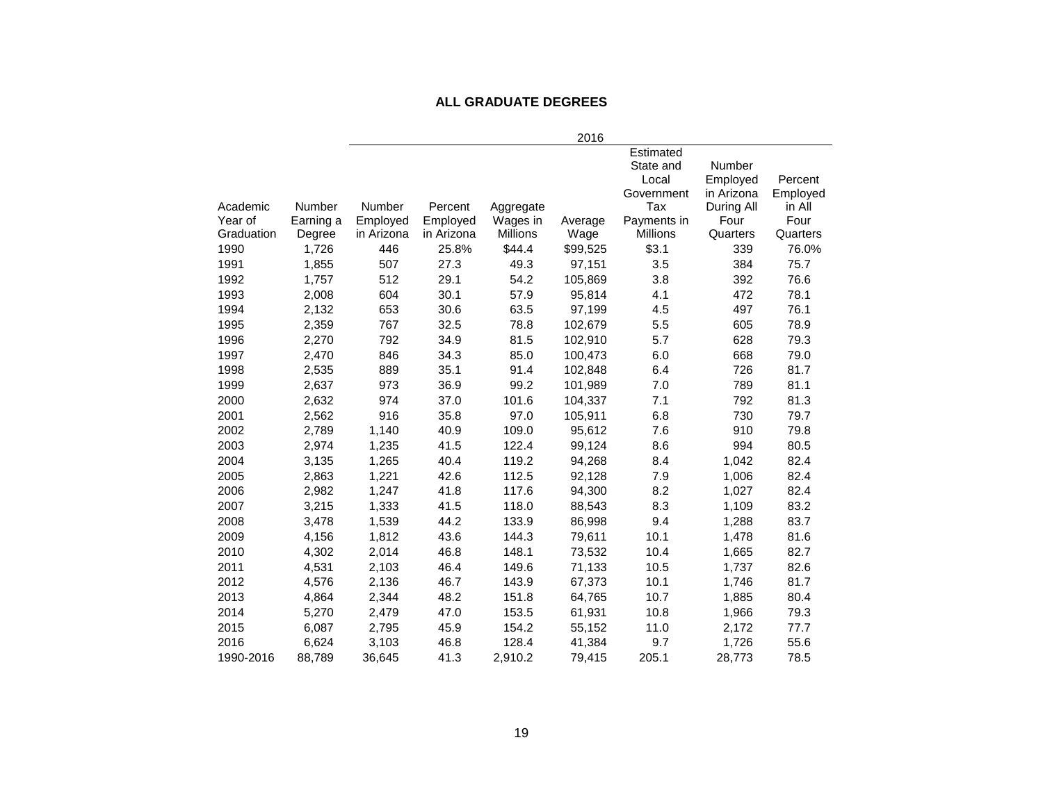**ALL GRADUATE DEGREES**

| | | 2016 | | | | | | |
|---|---|---|---|---|---|---|---|---|
| Academic Year of Graduation | Number Earning a Degree | Number Employed in Arizona | Percent Employed in Arizona | Aggregate Wages in Millions | Average Wage | Estimated State and Local Government Tax Payments in Millions | Number Employed in Arizona During All Four Quarters | Percent Employed in All Four Quarters |
| 1990 | 1,726 | 446 | 25.8% | $44.4 | $99,525 | $3.1 | 339 | 76.0% |
| 1991 | 1,855 | 507 | 27.3 | 49.3 | 97,151 | 3.5 | 384 | 75.7 |
| 1992 | 1,757 | 512 | 29.1 | 54.2 | 105,869 | 3.8 | 392 | 76.6 |
| 1993 | 2,008 | 604 | 30.1 | 57.9 | 95,814 | 4.1 | 472 | 78.1 |
| 1994 | 2,132 | 653 | 30.6 | 63.5 | 97,199 | 4.5 | 497 | 76.1 |
| 1995 | 2,359 | 767 | 32.5 | 78.8 | 102,679 | 5.5 | 605 | 78.9 |
| 1996 | 2,270 | 792 | 34.9 | 81.5 | 102,910 | 5.7 | 628 | 79.3 |
| 1997 | 2,470 | 846 | 34.3 | 85.0 | 100,473 | 6.0 | 668 | 79.0 |
| 1998 | 2,535 | 889 | 35.1 | 91.4 | 102,848 | 6.4 | 726 | 81.7 |
| 1999 | 2,637 | 973 | 36.9 | 99.2 | 101,989 | 7.0 | 789 | 81.1 |
| 2000 | 2,632 | 974 | 37.0 | 101.6 | 104,337 | 7.1 | 792 | 81.3 |
| 2001 | 2,562 | 916 | 35.8 | 97.0 | 105,911 | 6.8 | 730 | 79.7 |
| 2002 | 2,789 | 1,140 | 40.9 | 109.0 | 95,612 | 7.6 | 910 | 79.8 |
| 2003 | 2,974 | 1,235 | 41.5 | 122.4 | 99,124 | 8.6 | 994 | 80.5 |
| 2004 | 3,135 | 1,265 | 40.4 | 119.2 | 94,268 | 8.4 | 1,042 | 82.4 |
| 2005 | 2,863 | 1,221 | 42.6 | 112.5 | 92,128 | 7.9 | 1,006 | 82.4 |
| 2006 | 2,982 | 1,247 | 41.8 | 117.6 | 94,300 | 8.2 | 1,027 | 82.4 |
| 2007 | 3,215 | 1,333 | 41.5 | 118.0 | 88,543 | 8.3 | 1,109 | 83.2 |
| 2008 | 3,478 | 1,539 | 44.2 | 133.9 | 86,998 | 9.4 | 1,288 | 83.7 |
| 2009 | 4,156 | 1,812 | 43.6 | 144.3 | 79,611 | 10.1 | 1,478 | 81.6 |
| 2010 | 4,302 | 2,014 | 46.8 | 148.1 | 73,532 | 10.4 | 1,665 | 82.7 |
| 2011 | 4,531 | 2,103 | 46.4 | 149.6 | 71,133 | 10.5 | 1,737 | 82.6 |
| 2012 | 4,576 | 2,136 | 46.7 | 143.9 | 67,373 | 10.1 | 1,746 | 81.7 |
| 2013 | 4,864 | 2,344 | 48.2 | 151.8 | 64,765 | 10.7 | 1,885 | 80.4 |
| 2014 | 5,270 | 2,479 | 47.0 | 153.5 | 61,931 | 10.8 | 1,966 | 79.3 |
| 2015 | 6,087 | 2,795 | 45.9 | 154.2 | 55,152 | 11.0 | 2,172 | 77.7 |
| 2016 | 6,624 | 3,103 | 46.8 | 128.4 | 41,384 | 9.7 | 1,726 | 55.6 |
| 1990-2016 | 88,789 | 36,645 | 41.3 | 2,910.2 | 79,415 | 205.1 | 28,773 | 78.5 |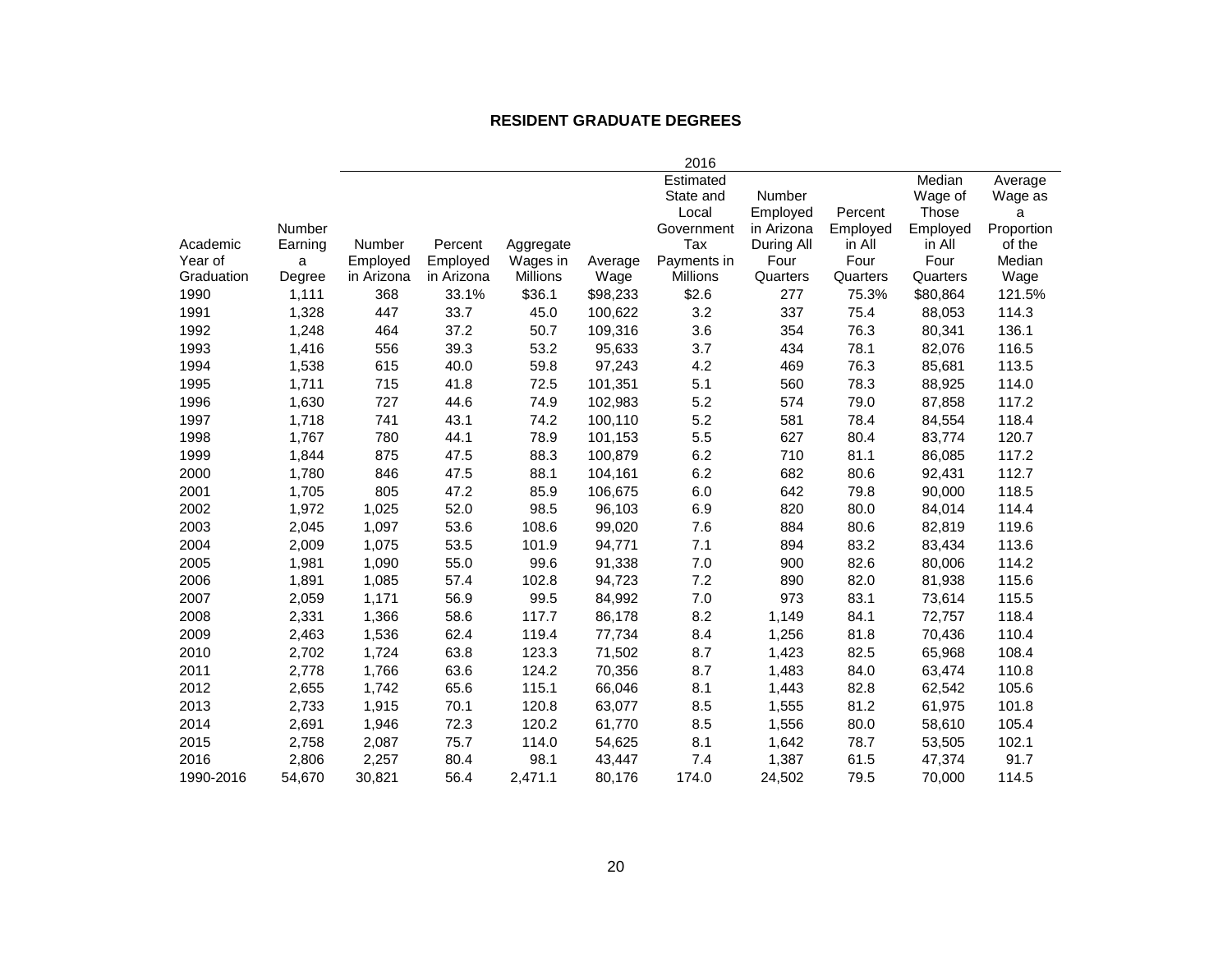## RESIDENT GRADUATE DEGREES

| Academic Year of Graduation | Number Earning a Degree | 2016 | | | | | | | | |
|---|---|---|---|---|---|---|---|---|---|---|
| | | Number Employed in Arizona | Percent Employed in Arizona | Aggregate Wages in Millions | Average Wage | Estimated State and Local Government Tax Payments in Millions | Number Employed in Arizona During All Four Quarters | Percent Employed in All Four Quarters | Median Wage of Those Employed in All Four Quarters | Average Wage as a Proportion of the Median Wage |
| 1990 | 1,111 | 368 | 33.1% | $36.1 | $98,233 | $2.6 | 277 | 75.3% | $80,864 | 121.5% |
| 1991 | 1,328 | 447 | 33.7 | 45.0 | 100,622 | 3.2 | 337 | 75.4 | 88,053 | 114.3 |
| 1992 | 1,248 | 464 | 37.2 | 50.7 | 109,316 | 3.6 | 354 | 76.3 | 80,341 | 136.1 |
| 1993 | 1,416 | 556 | 39.3 | 53.2 | 95,633 | 3.7 | 434 | 78.1 | 82,076 | 116.5 |
| 1994 | 1,538 | 615 | 40.0 | 59.8 | 97,243 | 4.2 | 469 | 76.3 | 85,681 | 113.5 |
| 1995 | 1,711 | 715 | 41.8 | 72.5 | 101,351 | 5.1 | 560 | 78.3 | 88,925 | 114.0 |
| 1996 | 1,630 | 727 | 44.6 | 74.9 | 102,983 | 5.2 | 574 | 79.0 | 87,858 | 117.2 |
| 1997 | 1,718 | 741 | 43.1 | 74.2 | 100,110 | 5.2 | 581 | 78.4 | 84,554 | 118.4 |
| 1998 | 1,767 | 780 | 44.1 | 78.9 | 101,153 | 5.5 | 627 | 80.4 | 83,774 | 120.7 |
| 1999 | 1,844 | 875 | 47.5 | 88.3 | 100,879 | 6.2 | 710 | 81.1 | 86,085 | 117.2 |
| 2000 | 1,780 | 846 | 47.5 | 88.1 | 104,161 | 6.2 | 682 | 80.6 | 92,431 | 112.7 |
| 2001 | 1,705 | 805 | 47.2 | 85.9 | 106,675 | 6.0 | 642 | 79.8 | 90,000 | 118.5 |
| 2002 | 1,972 | 1,025 | 52.0 | 98.5 | 96,103 | 6.9 | 820 | 80.0 | 84,014 | 114.4 |
| 2003 | 2,045 | 1,097 | 53.6 | 108.6 | 99,020 | 7.6 | 884 | 80.6 | 82,819 | 119.6 |
| 2004 | 2,009 | 1,075 | 53.5 | 101.9 | 94,771 | 7.1 | 894 | 83.2 | 83,434 | 113.6 |
| 2005 | 1,981 | 1,090 | 55.0 | 99.6 | 91,338 | 7.0 | 900 | 82.6 | 80,006 | 114.2 |
| 2006 | 1,891 | 1,085 | 57.4 | 102.8 | 94,723 | 7.2 | 890 | 82.0 | 81,938 | 115.6 |
| 2007 | 2,059 | 1,171 | 56.9 | 99.5 | 84,992 | 7.0 | 973 | 83.1 | 73,614 | 115.5 |
| 2008 | 2,331 | 1,366 | 58.6 | 117.7 | 86,178 | 8.2 | 1,149 | 84.1 | 72,757 | 118.4 |
| 2009 | 2,463 | 1,536 | 62.4 | 119.4 | 77,734 | 8.4 | 1,256 | 81.8 | 70,436 | 110.4 |
| 2010 | 2,702 | 1,724 | 63.8 | 123.3 | 71,502 | 8.7 | 1,423 | 82.5 | 65,968 | 108.4 |
| 2011 | 2,778 | 1,766 | 63.6 | 124.2 | 70,356 | 8.7 | 1,483 | 84.0 | 63,474 | 110.8 |
| 2012 | 2,655 | 1,742 | 65.6 | 115.1 | 66,046 | 8.1 | 1,443 | 82.8 | 62,542 | 105.6 |
| 2013 | 2,733 | 1,915 | 70.1 | 120.8 | 63,077 | 8.5 | 1,555 | 81.2 | 61,975 | 101.8 |
| 2014 | 2,691 | 1,946 | 72.3 | 120.2 | 61,770 | 8.5 | 1,556 | 80.0 | 58,610 | 105.4 |
| 2015 | 2,758 | 2,087 | 75.7 | 114.0 | 54,625 | 8.1 | 1,642 | 78.7 | 53,505 | 102.1 |
| 2016 | 2,806 | 2,257 | 80.4 | 98.1 | 43,447 | 7.4 | 1,387 | 61.5 | 47,374 | 91.7 |
| 1990-2016 | 54,670 | 30,821 | 56.4 | 2,471.1 | 80,176 | 174.0 | 24,502 | 79.5 | 70,000 | 114.5 |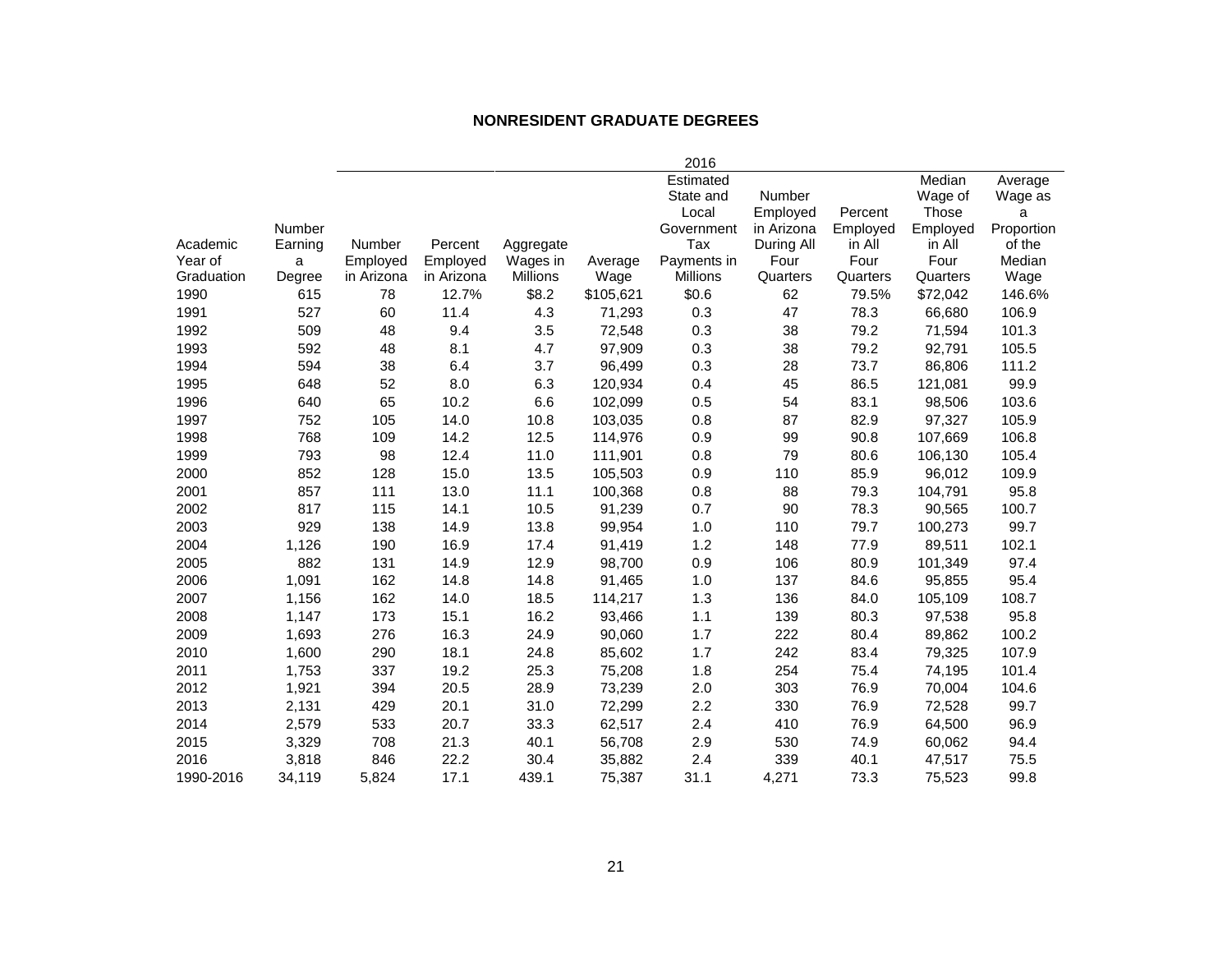## NONRESIDENT GRADUATE DEGREES

| Academic Year of Graduation | Number Earning a Degree | 2016 | | | | | | | | |
|---|---|---|---|---|---|---|---|---|---|---|
| | | Number Employed in Arizona | Percent Employed in Arizona | Aggregate Wages in Millions | Average Wage | Estimated State and Local Government Tax Payments in Millions | Number Employed in Arizona During All Four Quarters | Percent Employed in All Four Quarters | Median Wage of Those Employed in All Four Quarters | Average Wage as a Proportion of the Median Wage |
| 1990 | 615 | 78 | 12.7% | $8.2 | $105,621 | $0.6 | 62 | 79.5% | $72,042 | 146.6% |
| 1991 | 527 | 60 | 11.4 | 4.3 | 71,293 | 0.3 | 47 | 78.3 | 66,680 | 106.9 |
| 1992 | 509 | 48 | 9.4 | 3.5 | 72,548 | 0.3 | 38 | 79.2 | 71,594 | 101.3 |
| 1993 | 592 | 48 | 8.1 | 4.7 | 97,909 | 0.3 | 38 | 79.2 | 92,791 | 105.5 |
| 1994 | 594 | 38 | 6.4 | 3.7 | 96,499 | 0.3 | 28 | 73.7 | 86,806 | 111.2 |
| 1995 | 648 | 52 | 8.0 | 6.3 | 120,934 | 0.4 | 45 | 86.5 | 121,081 | 99.9 |
| 1996 | 640 | 65 | 10.2 | 6.6 | 102,099 | 0.5 | 54 | 83.1 | 98,506 | 103.6 |
| 1997 | 752 | 105 | 14.0 | 10.8 | 103,035 | 0.8 | 87 | 82.9 | 97,327 | 105.9 |
| 1998 | 768 | 109 | 14.2 | 12.5 | 114,976 | 0.9 | 99 | 90.8 | 107,669 | 106.8 |
| 1999 | 793 | 98 | 12.4 | 11.0 | 111,901 | 0.8 | 79 | 80.6 | 106,130 | 105.4 |
| 2000 | 852 | 128 | 15.0 | 13.5 | 105,503 | 0.9 | 110 | 85.9 | 96,012 | 109.9 |
| 2001 | 857 | 111 | 13.0 | 11.1 | 100,368 | 0.8 | 88 | 79.3 | 104,791 | 95.8 |
| 2002 | 817 | 115 | 14.1 | 10.5 | 91,239 | 0.7 | 90 | 78.3 | 90,565 | 100.7 |
| 2003 | 929 | 138 | 14.9 | 13.8 | 99,954 | 1.0 | 110 | 79.7 | 100,273 | 99.7 |
| 2004 | 1,126 | 190 | 16.9 | 17.4 | 91,419 | 1.2 | 148 | 77.9 | 89,511 | 102.1 |
| 2005 | 882 | 131 | 14.9 | 12.9 | 98,700 | 0.9 | 106 | 80.9 | 101,349 | 97.4 |
| 2006 | 1,091 | 162 | 14.8 | 14.8 | 91,465 | 1.0 | 137 | 84.6 | 95,855 | 95.4 |
| 2007 | 1,156 | 162 | 14.0 | 18.5 | 114,217 | 1.3 | 136 | 84.0 | 105,109 | 108.7 |
| 2008 | 1,147 | 173 | 15.1 | 16.2 | 93,466 | 1.1 | 139 | 80.3 | 97,538 | 95.8 |
| 2009 | 1,693 | 276 | 16.3 | 24.9 | 90,060 | 1.7 | 222 | 80.4 | 89,862 | 100.2 |
| 2010 | 1,600 | 290 | 18.1 | 24.8 | 85,602 | 1.7 | 242 | 83.4 | 79,325 | 107.9 |
| 2011 | 1,753 | 337 | 19.2 | 25.3 | 75,208 | 1.8 | 254 | 75.4 | 74,195 | 101.4 |
| 2012 | 1,921 | 394 | 20.5 | 28.9 | 73,239 | 2.0 | 303 | 76.9 | 70,004 | 104.6 |
| 2013 | 2,131 | 429 | 20.1 | 31.0 | 72,299 | 2.2 | 330 | 76.9 | 72,528 | 99.7 |
| 2014 | 2,579 | 533 | 20.7 | 33.3 | 62,517 | 2.4 | 410 | 76.9 | 64,500 | 96.9 |
| 2015 | 3,329 | 708 | 21.3 | 40.1 | 56,708 | 2.9 | 530 | 74.9 | 60,062 | 94.4 |
| 2016 | 3,818 | 846 | 22.2 | 30.4 | 35,882 | 2.4 | 339 | 40.1 | 47,517 | 75.5 |
| 1990-2016 | 34,119 | 5,824 | 17.1 | 439.1 | 75,387 | 31.1 | 4,271 | 73.3 | 75,523 | 99.8 |